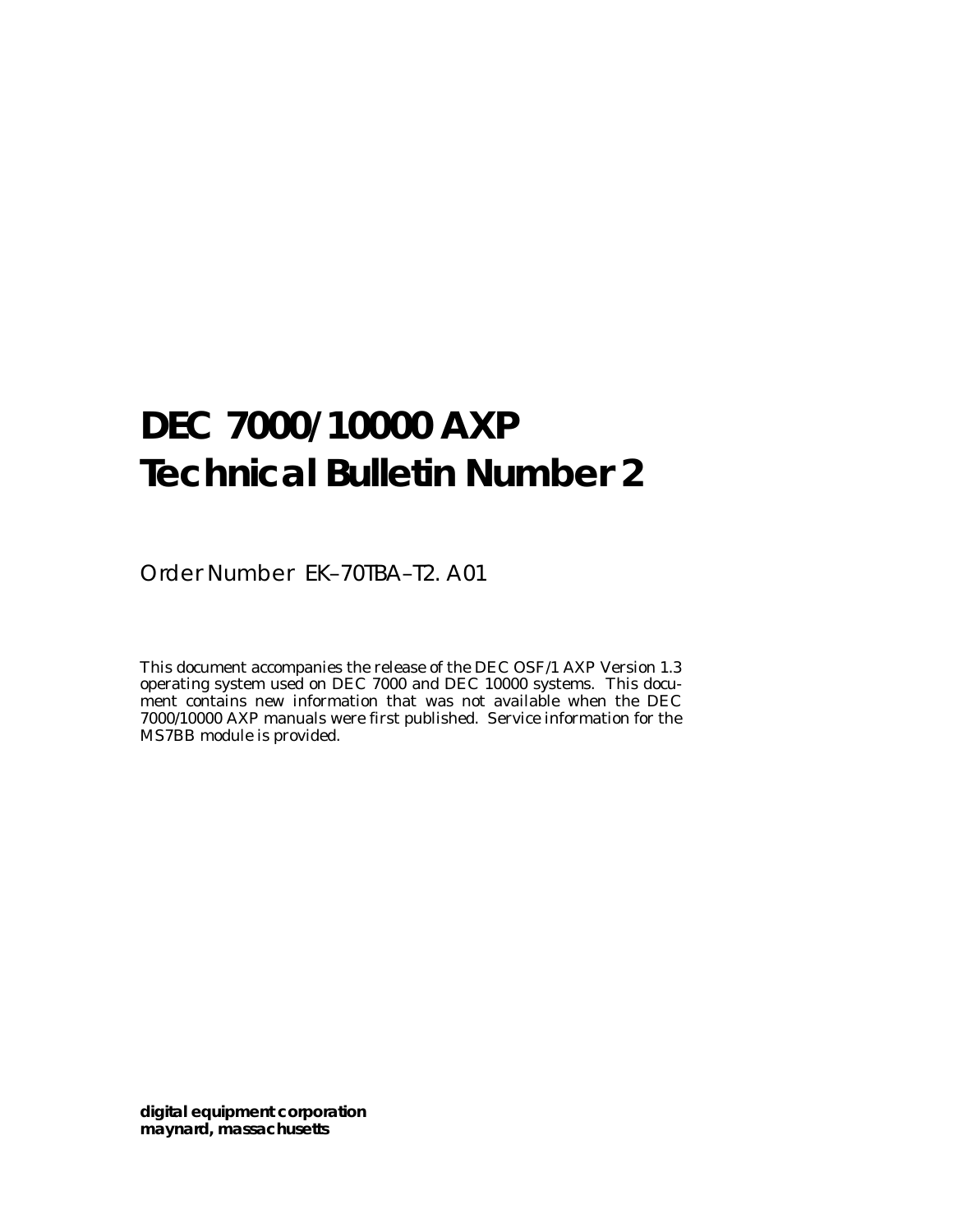# DEC 7000/10000 AXP Technical Bulletin Number 2

Order Number EK–70TBA–T2. A01

This document accompanies the release of the DEC OSF/1 AXP Version 1.3 operating system used on DEC 7000 and DEC 10000 systems. This document contains new information that was not available when the DEC 7000/10000 AXP manuals were first published. Service information for the MS7BB module is provided.

**digital equipment corporation**
**maynard, massachusetts**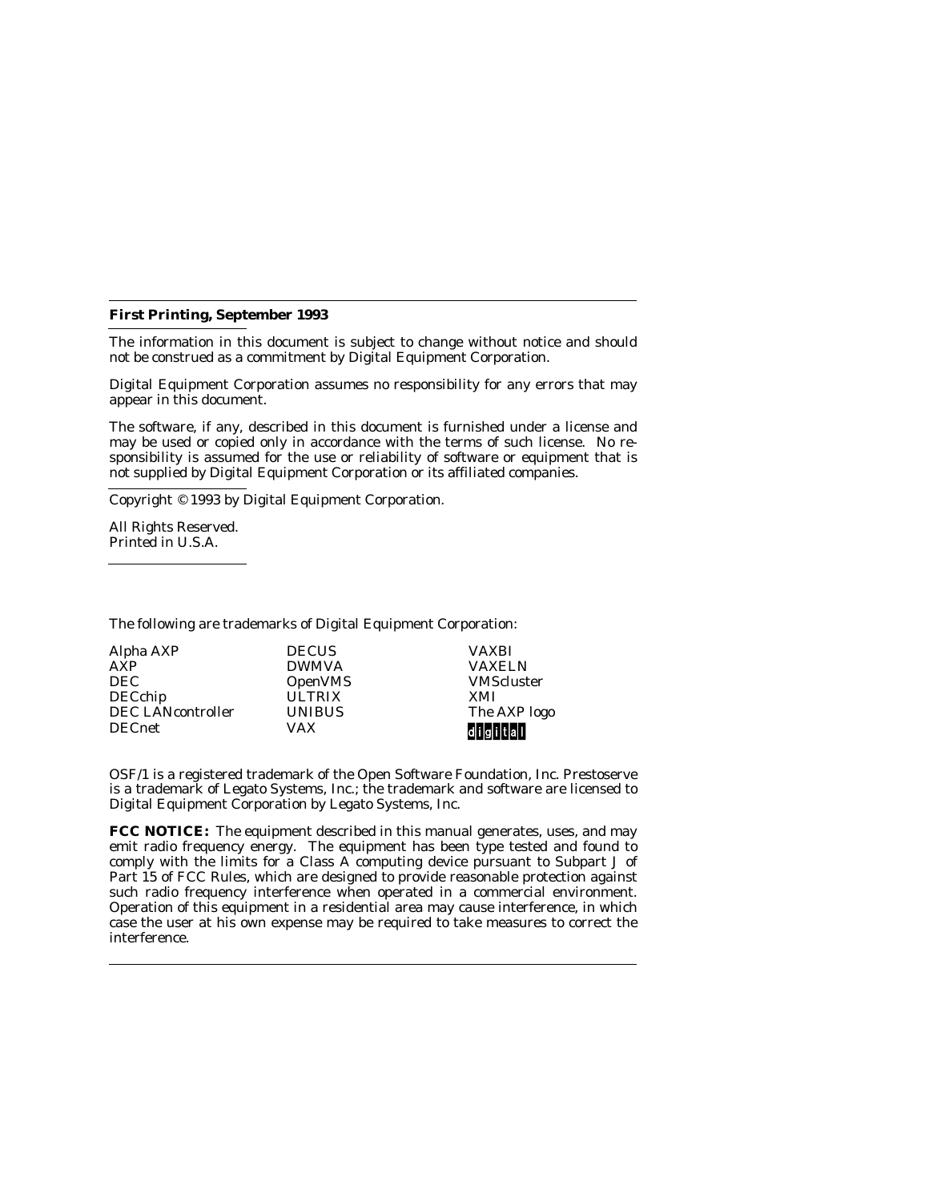**First Printing, September 1993**

The information in this document is subject to change without notice and should not be construed as a commitment by Digital Equipment Corporation.

Digital Equipment Corporation assumes no responsibility for any errors that may appear in this document.

The software, if any, described in this document is furnished under a license and may be used or copied only in accordance with the terms of such license. No responsibility is assumed for the use or reliability of software or equipment that is not supplied by Digital Equipment Corporation or its affiliated companies.

Copyright © 1993 by Digital Equipment Corporation.

All Rights Reserved.
Printed in U.S.A.

The following are trademarks of Digital Equipment Corporation:

| | | |
|---|---|---|
| Alpha AXP | DECUS | VAXBI |
| AXP | DWMVA | VAXELN |
| DEC | OpenVMS | VMScluster |
| DECchip | ULTRIX | XMI |
| DEC LANcontroller | UNIBUS | The AXP logo |
| DECnet | VAX | digital |

OSF/1 is a registered trademark of the Open Software Foundation, Inc. Prestoserve is a trademark of Legato Systems, Inc.; the trademark and software are licensed to Digital Equipment Corporation by Legato Systems, Inc.

**FCC NOTICE:** The equipment described in this manual generates, uses, and may emit radio frequency energy. The equipment has been type tested and found to comply with the limits for a Class A computing device pursuant to Subpart J of Part 15 of FCC Rules, which are designed to provide reasonable protection against such radio frequency interference when operated in a commercial environment. Operation of this equipment in a residential area may cause interference, in which case the user at his own expense may be required to take measures to correct the interference.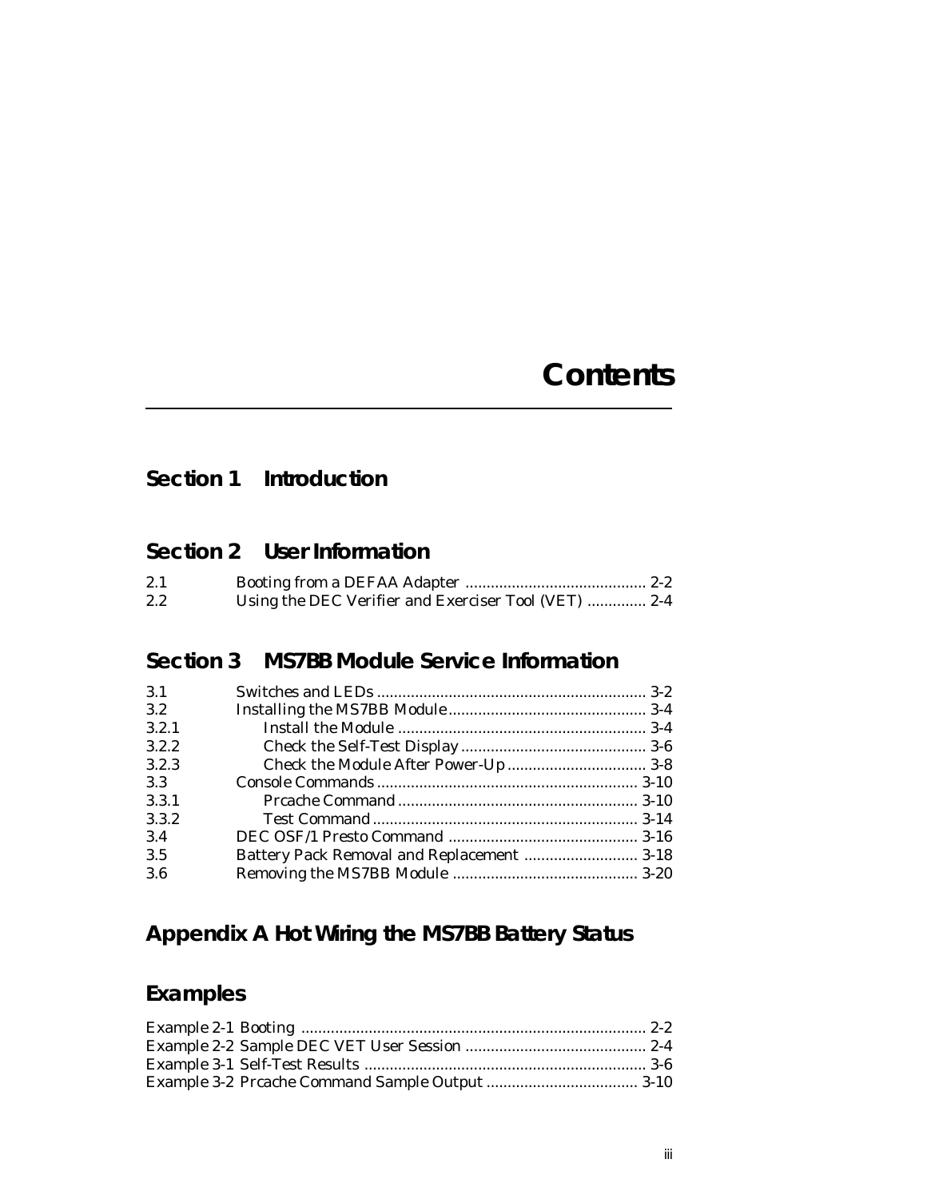# Contents

## Section 1 Introduction

## Section 2 User Information

| | | |
|---|---|---|
| 2.1 | Booting from a DEFAA Adapter | 2-2 |
| 2.2 | Using the DEC Verifier and Exerciser Tool (VET) | 2-4 |

## Section 3 MS7BB Module Service Information

| | | |
|---|---|---|
| 3.1 | Switches and LEDs | 3-2 |
| 3.2 | Installing the MS7BB Module | 3-4 |
| 3.2.1 | Install the Module | 3-4 |
| 3.2.2 | Check the Self-Test Display | 3-6 |
| 3.2.3 | Check the Module After Power-Up | 3-8 |
| 3.3 | Console Commands | 3-10 |
| 3.3.1 | Prcache Command | 3-10 |
| 3.3.2 | Test Command | 3-14 |
| 3.4 | DEC OSF/1 Presto Command | 3-16 |
| 3.5 | Battery Pack Removal and Replacement | 3-18 |
| 3.6 | Removing the MS7BB Module | 3-20 |

## Appendix A Hot Wiring the MS7BB Battery Status

## Examples

| | |
|---|---|
| Example 2-1 Booting | 2-2 |
| Example 2-2 Sample DEC VET User Session | 2-4 |
| Example 3-1 Self-Test Results | 3-6 |
| Example 3-2 Prcache Command Sample Output | 3-10 |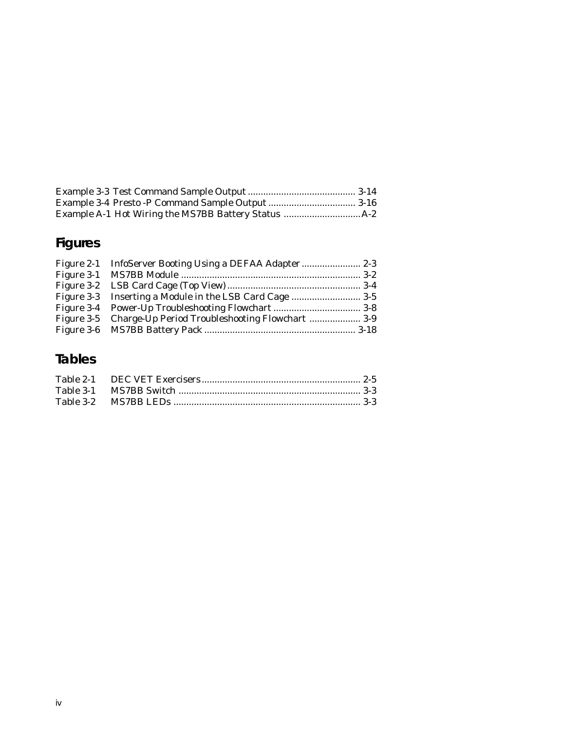Example 3-3 Test Command Sample Output .......................................... 3-14
Example 3-4 Presto -P Command Sample Output .................................. 3-16
Example A-1 Hot Wiring the MS7BB Battery Status ..............................A-2

## Figures

Figure 2-1 InfoServer Booting Using a DEFAA Adapter ....................... 2-3
Figure 3-1 MS7BB Module ...................................................................... 3-2
Figure 3-2 LSB Card Cage (Top View) .................................................... 3-4
Figure 3-3 Inserting a Module in the LSB Card Cage ........................... 3-5
Figure 3-4 Power-Up Troubleshooting Flowchart .................................. 3-8
Figure 3-5 Charge-Up Period Troubleshooting Flowchart .................... 3-9
Figure 3-6 MS7BB Battery Pack ........................................................... 3-18

## Tables

Table 2-1 DEC VET Exercisers .............................................................. 2-5
Table 3-1 MS7BB Switch ....................................................................... 3-3
Table 3-2 MS7BB LEDs ......................................................................... 3-3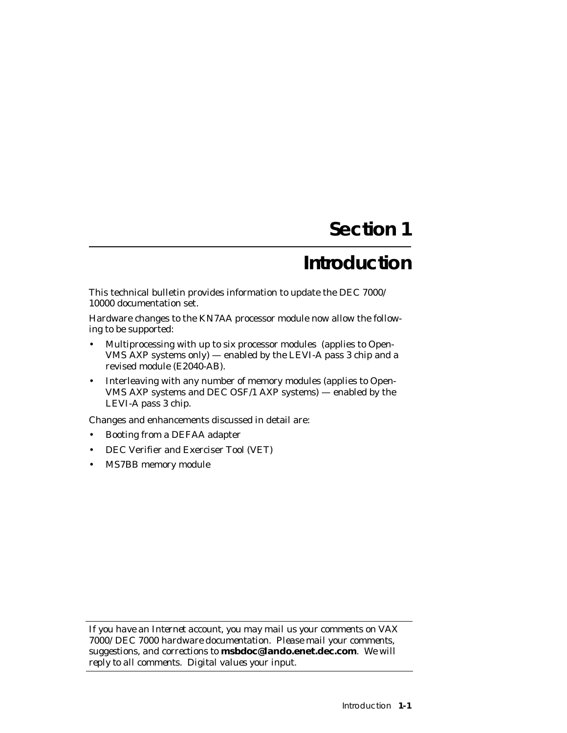# Section 1

# Introduction

This technical bulletin provides information to update the DEC 7000/10000 documentation set.

Hardware changes to the KN7AA processor module now allow the following to be supported:

- Multiprocessing with up to six processor modules (applies to OpenVMS AXP systems only) — enabled by the LEVI-A pass 3 chip and a revised module (E2040-AB).
- Interleaving with any number of memory modules (applies to OpenVMS AXP systems and DEC OSF/1 AXP systems) — enabled by the LEVI-A pass 3 chip.

Changes and enhancements discussed in detail are:

- Booting from a DEFAA adapter
- DEC Verifier and Exerciser Tool (VET)
- MS7BB memory module

---

*If you have an Internet account, you may mail us your comments on VAX 7000/DEC 7000 hardware documentation. Please mail your comments, suggestions, and corrections to* ***msbdoc@lando.enet.dec.com****. We will reply to all comments. Digital values your input.*

---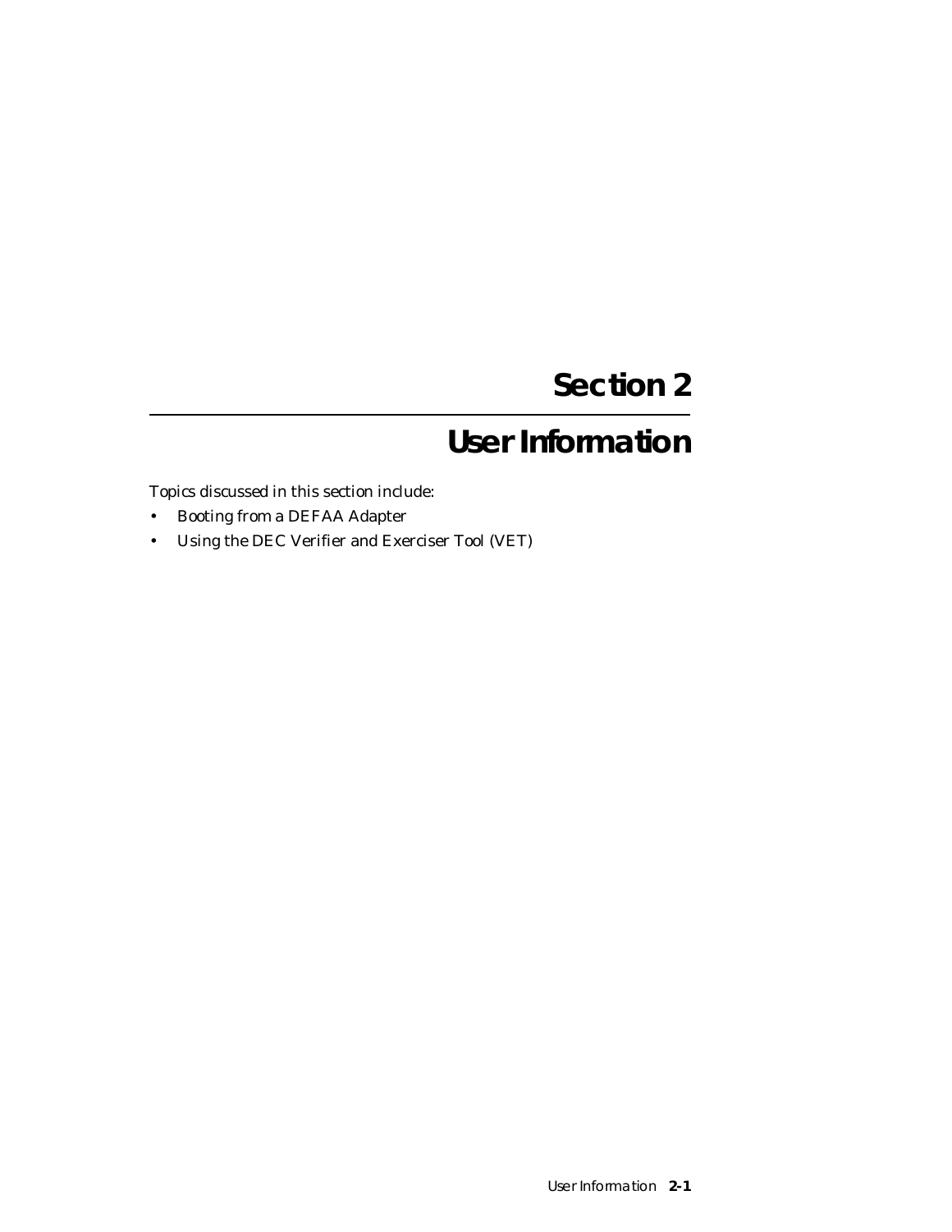# Section 2

# User Information

Topics discussed in this section include:

- Booting from a DEFAA Adapter
- Using the DEC Verifier and Exerciser Tool (VET)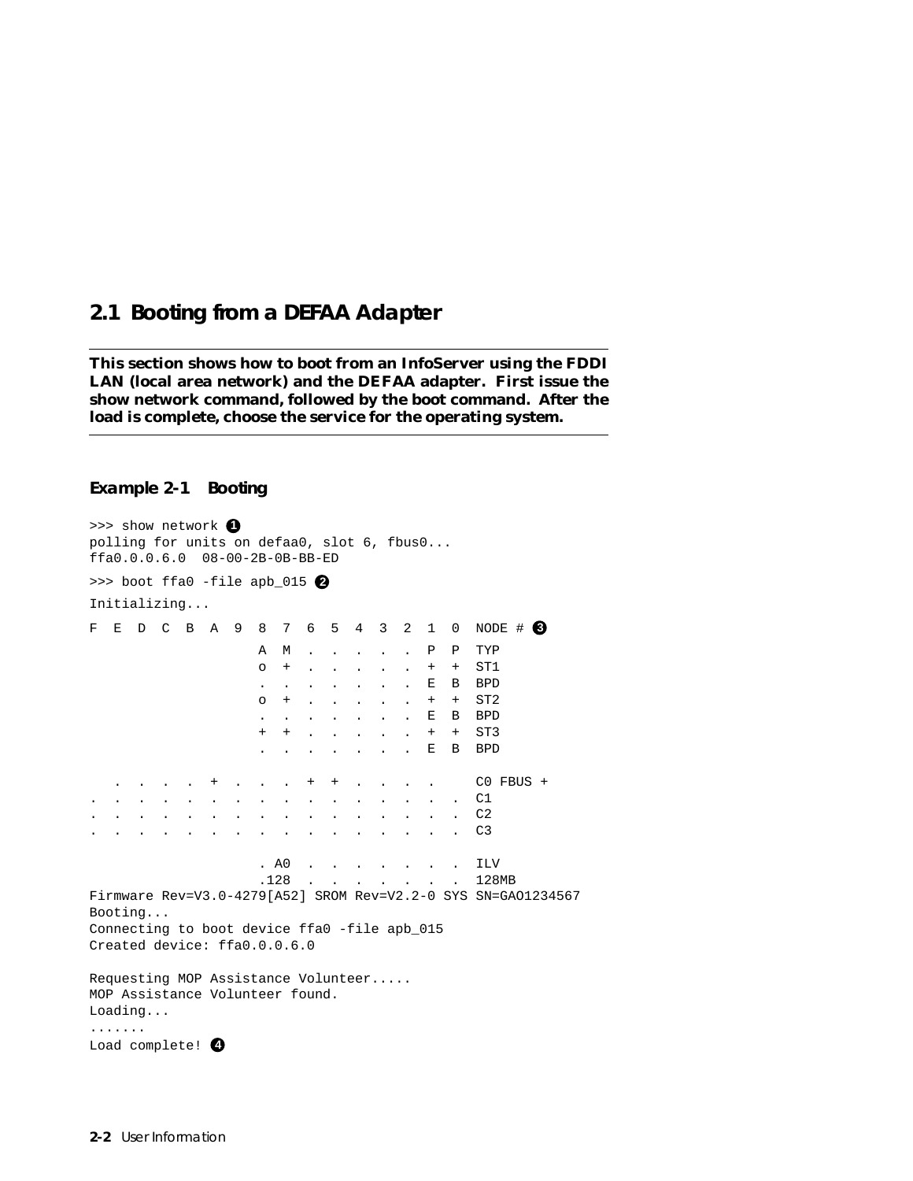## 2.1 Booting from a DEFAA Adapter

**This section shows how to boot from an InfoServer using the FDDI LAN (local area network) and the DEFAA adapter. First issue the show network command, followed by the boot command. After the load is complete, choose the service for the operating system.**

### Example 2-1 Booting

```
>>> show network ❶
polling for units on defaa0, slot 6, fbus0...
ffa0.0.0.6.0  08-00-2B-0B-BB-ED
>>> boot ffa0 -file apb_015 ❷
Initializing...
F  E  D  C  B  A  9  8  7  6  5  4  3  2  1  0  NODE # ❸
                     A  M  .  .  .  .  .  .  P  P  TYP
                     o  +  .  .  .  .  .  .  +  +  ST1
                     .  .  .  .  .  .  .  .  E  B  BPD
                     o  +  .  .  .  .  .  .  +  +  ST2
                     .  .  .  .  .  .  .  .  E  B  BPD
                     +  +  .  .  .  .  .  .  +  +  ST3
                     .  .  .  .  .  .  .  .  E  B  BPD

   .  .  .  .  +  .  .  .  +  +  .  .  .  .     C0 FBUS +
.  .  .  .  .  .  .  .  .  .  .  .  .  .  .  .  C1
.  .  .  .  .  .  .  .  .  .  .  .  .  .  .  .  C2
.  .  .  .  .  .  .  .  .  .  .  .  .  .  .  .  C3

                     . A0  .  .  .  .  .  .  .  ILV
                     .128  .  .  .  .  .  .  .  128MB
Firmware Rev=V3.0-4279[A52] SROM Rev=V2.2-0 SYS SN=GAO1234567
Booting...
Connecting to boot device ffa0 -file apb_015
Created device: ffa0.0.0.6.0

Requesting MOP Assistance Volunteer.....
MOP Assistance Volunteer found.
Loading...
.......
Load complete! ❹
```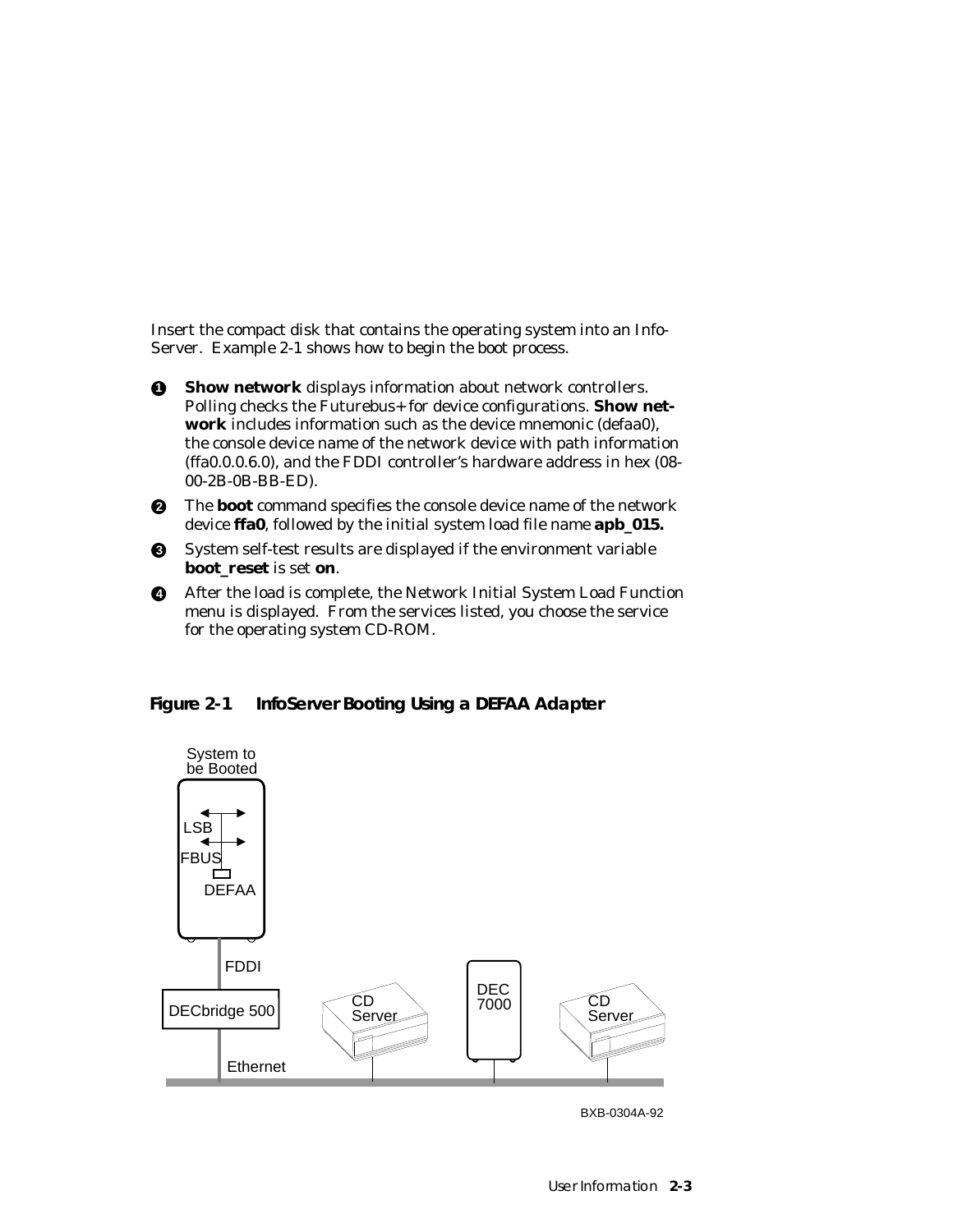Insert the compact disk that contains the operating system into an Info-Server. Example 2-1 shows how to begin the boot process.

❶ **Show network** displays information about network controllers. Polling checks the Futurebus+ for device configurations. **Show network** includes information such as the device mnemonic (defaa0), the console device name of the network device with path information (ffa0.0.0.6.0), and the FDDI controller's hardware address in hex (08-00-2B-0B-BB-ED).

❷ The **boot** command specifies the console device name of the network device **ffa0**, followed by the initial system load file name **apb_015.**

❸ System self-test results are displayed if the environment variable **boot_reset** is set **on**.

❹ After the load is complete, the Network Initial System Load Function menu is displayed. From the services listed, you choose the service for the operating system CD-ROM.

**Figure 2-1 InfoServer Booting Using a DEFAA Adapter**

System to be Booted

LSB

FBUS

DEFAA

FDDI

DECbridge 500

CD Server

DEC 7000

CD Server

Ethernet

BXB-0304A-92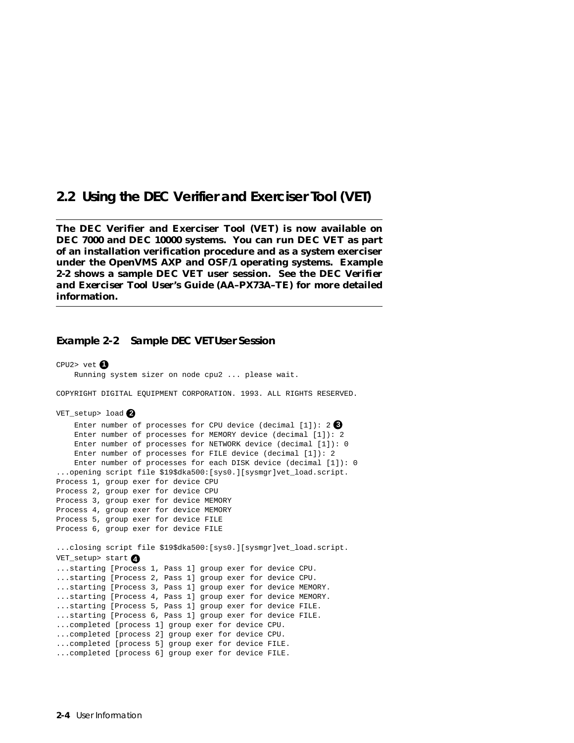## 2.2 Using the DEC Verifier and Exerciser Tool (VET)

**The DEC Verifier and Exerciser Tool (VET) is now available on DEC 7000 and DEC 10000 systems. You can run DEC VET as part of an installation verification procedure and as a system exerciser under the OpenVMS AXP and OSF/1 operating systems. Example 2-2 shows a sample DEC VET user session. See the *DEC Verifier and Exerciser Tool User's Guide* (AA–PX73A–TE) for more detailed information.**

### Example 2-2 Sample DEC VET User Session

```
CPU2> vet (1)
    Running system sizer on node cpu2 ... please wait.

COPYRIGHT DIGITAL EQUIPMENT CORPORATION. 1993. ALL RIGHTS RESERVED.

VET_setup> load (2)
    Enter number of processes for CPU device (decimal [1]): 2 (3)
    Enter number of processes for MEMORY device (decimal [1]): 2
    Enter number of processes for NETWORK device (decimal [1]): 0
    Enter number of processes for FILE device (decimal [1]): 2
    Enter number of processes for each DISK device (decimal [1]): 0
...opening script file $19$dka500:[sys0.][sysmgr]vet_load.script.
Process 1, group exer for device CPU
Process 2, group exer for device CPU
Process 3, group exer for device MEMORY
Process 4, group exer for device MEMORY
Process 5, group exer for device FILE
Process 6, group exer for device FILE

...closing script file $19$dka500:[sys0.][sysmgr]vet_load.script.
VET_setup> start (4)
...starting [Process 1, Pass 1] group exer for device CPU.
...starting [Process 2, Pass 1] group exer for device CPU.
...starting [Process 3, Pass 1] group exer for device MEMORY.
...starting [Process 4, Pass 1] group exer for device MEMORY.
...starting [Process 5, Pass 1] group exer for device FILE.
...starting [Process 6, Pass 1] group exer for device FILE.
...completed [process 1] group exer for device CPU.
...completed [process 2] group exer for device CPU.
...completed [process 5] group exer for device FILE.
...completed [process 6] group exer for device FILE.
```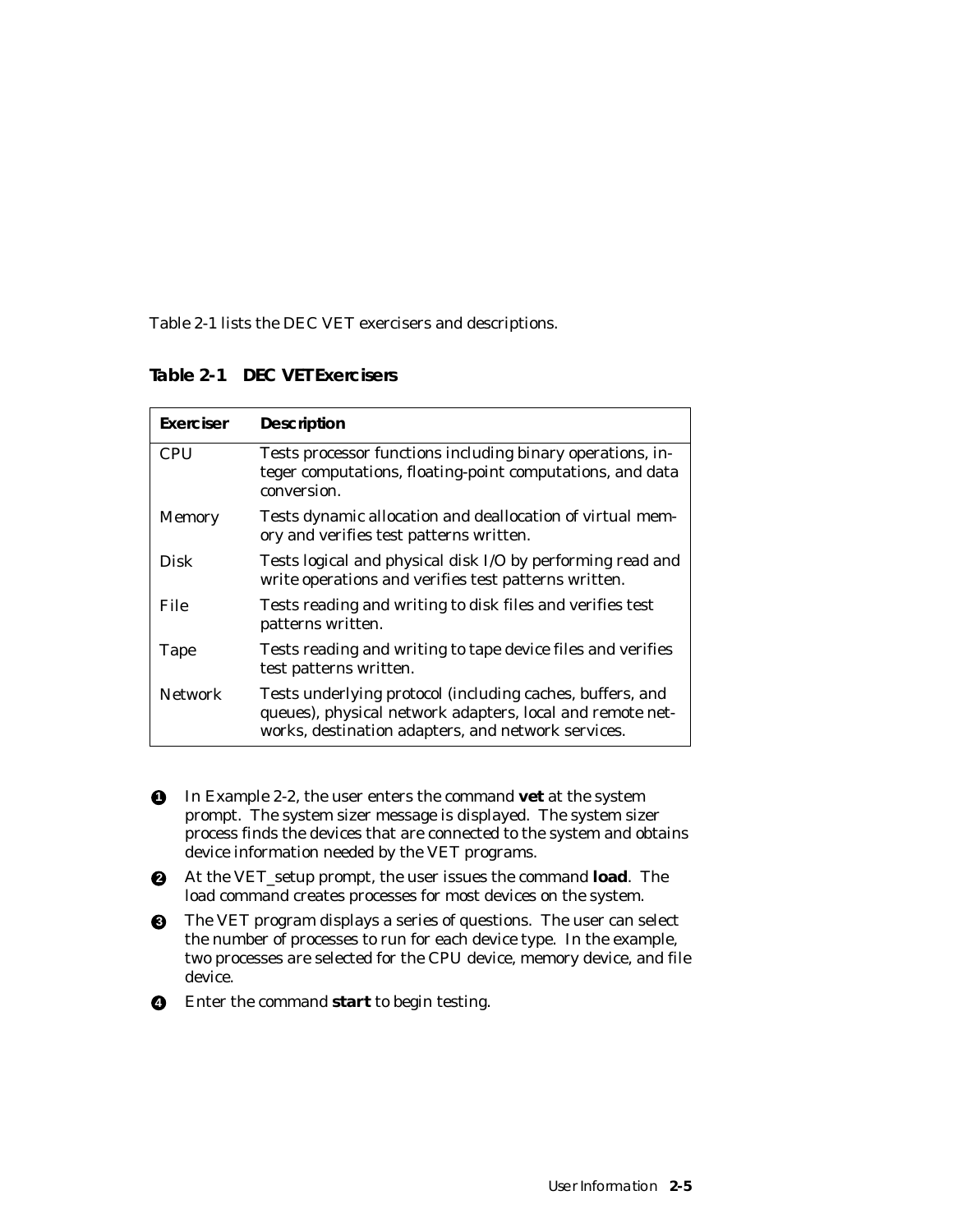Table 2-1 lists the DEC VET exercisers and descriptions.

**Table 2-1 DEC VET Exercisers**

| Exerciser | Description |
|---|---|
| CPU | Tests processor functions including binary operations, integer computations, floating-point computations, and data conversion. |
| Memory | Tests dynamic allocation and deallocation of virtual memory and verifies test patterns written. |
| Disk | Tests logical and physical disk I/O by performing read and write operations and verifies test patterns written. |
| File | Tests reading and writing to disk files and verifies test patterns written. |
| Tape | Tests reading and writing to tape device files and verifies test patterns written. |
| Network | Tests underlying protocol (including caches, buffers, and queues), physical network adapters, local and remote networks, destination adapters, and network services. |

1. In Example 2-2, the user enters the command **vet** at the system prompt. The system sizer message is displayed. The system sizer process finds the devices that are connected to the system and obtains device information needed by the VET programs.
2. At the VET_setup prompt, the user issues the command **load**. The load command creates processes for most devices on the system.
3. The VET program displays a series of questions. The user can select the number of processes to run for each device type. In the example, two processes are selected for the CPU device, memory device, and file device.
4. Enter the command **start** to begin testing.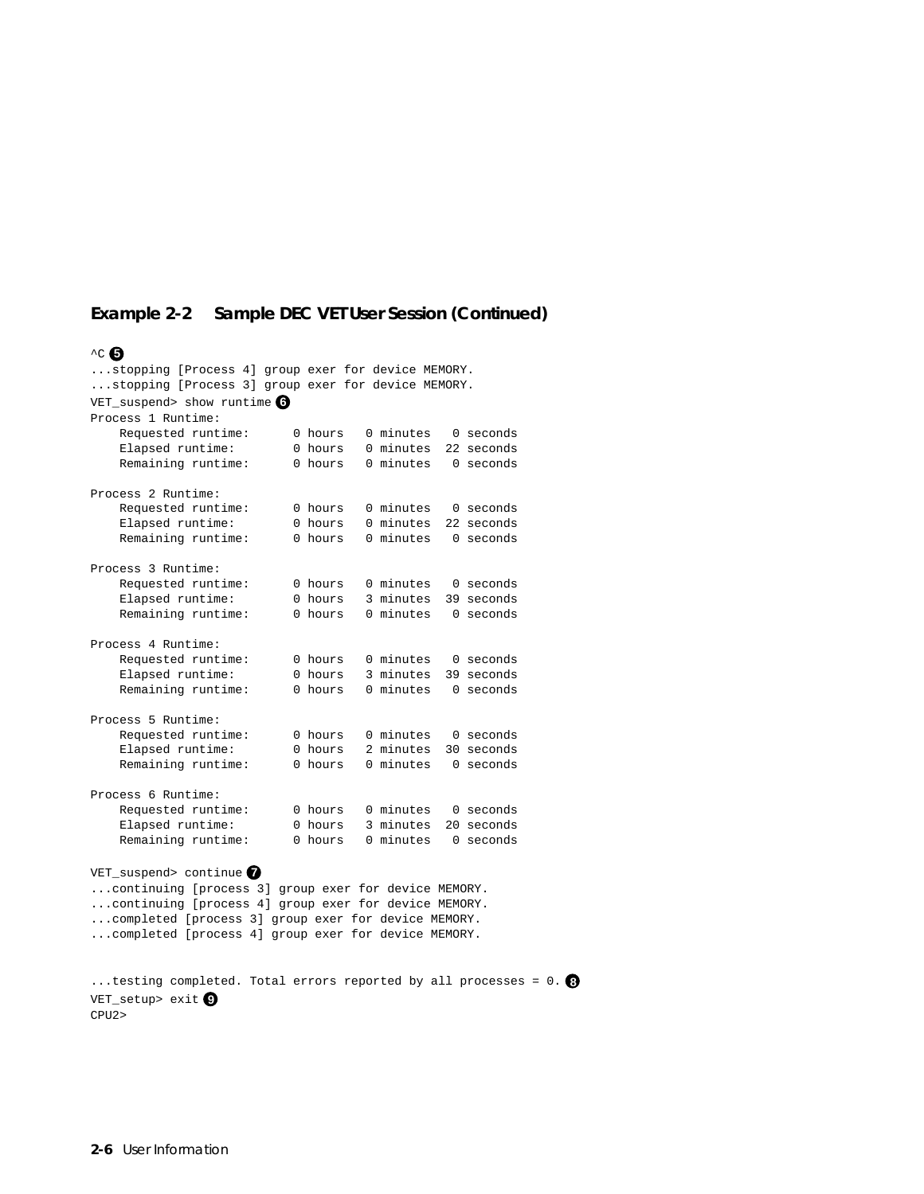**Example 2-2 Sample DEC VET User Session (Continued)**

```
^C ❺
...stopping [Process 4] group exer for device MEMORY.
...stopping [Process 3] group exer for device MEMORY.
VET_suspend> show runtime ❻
Process 1 Runtime:
    Requested runtime:      0 hours   0 minutes   0 seconds
    Elapsed runtime:        0 hours   0 minutes  22 seconds
    Remaining runtime:      0 hours   0 minutes   0 seconds

Process 2 Runtime:
    Requested runtime:      0 hours   0 minutes   0 seconds
    Elapsed runtime:        0 hours   0 minutes  22 seconds
    Remaining runtime:      0 hours   0 minutes   0 seconds

Process 3 Runtime:
    Requested runtime:      0 hours   0 minutes   0 seconds
    Elapsed runtime:        0 hours   3 minutes  39 seconds
    Remaining runtime:      0 hours   0 minutes   0 seconds

Process 4 Runtime:
    Requested runtime:      0 hours   0 minutes   0 seconds
    Elapsed runtime:        0 hours   3 minutes  39 seconds
    Remaining runtime:      0 hours   0 minutes   0 seconds

Process 5 Runtime:
    Requested runtime:      0 hours   0 minutes   0 seconds
    Elapsed runtime:        0 hours   2 minutes  30 seconds
    Remaining runtime:      0 hours   0 minutes   0 seconds

Process 6 Runtime:
    Requested runtime:      0 hours   0 minutes   0 seconds
    Elapsed runtime:        0 hours   3 minutes  20 seconds
    Remaining runtime:      0 hours   0 minutes   0 seconds

VET_suspend> continue ❼
...continuing [process 3] group exer for device MEMORY.
...continuing [process 4] group exer for device MEMORY.
...completed [process 3] group exer for device MEMORY.
...completed [process 4] group exer for device MEMORY.


...testing completed. Total errors reported by all processes = 0. ❽
VET_setup> exit ❾
CPU2>
```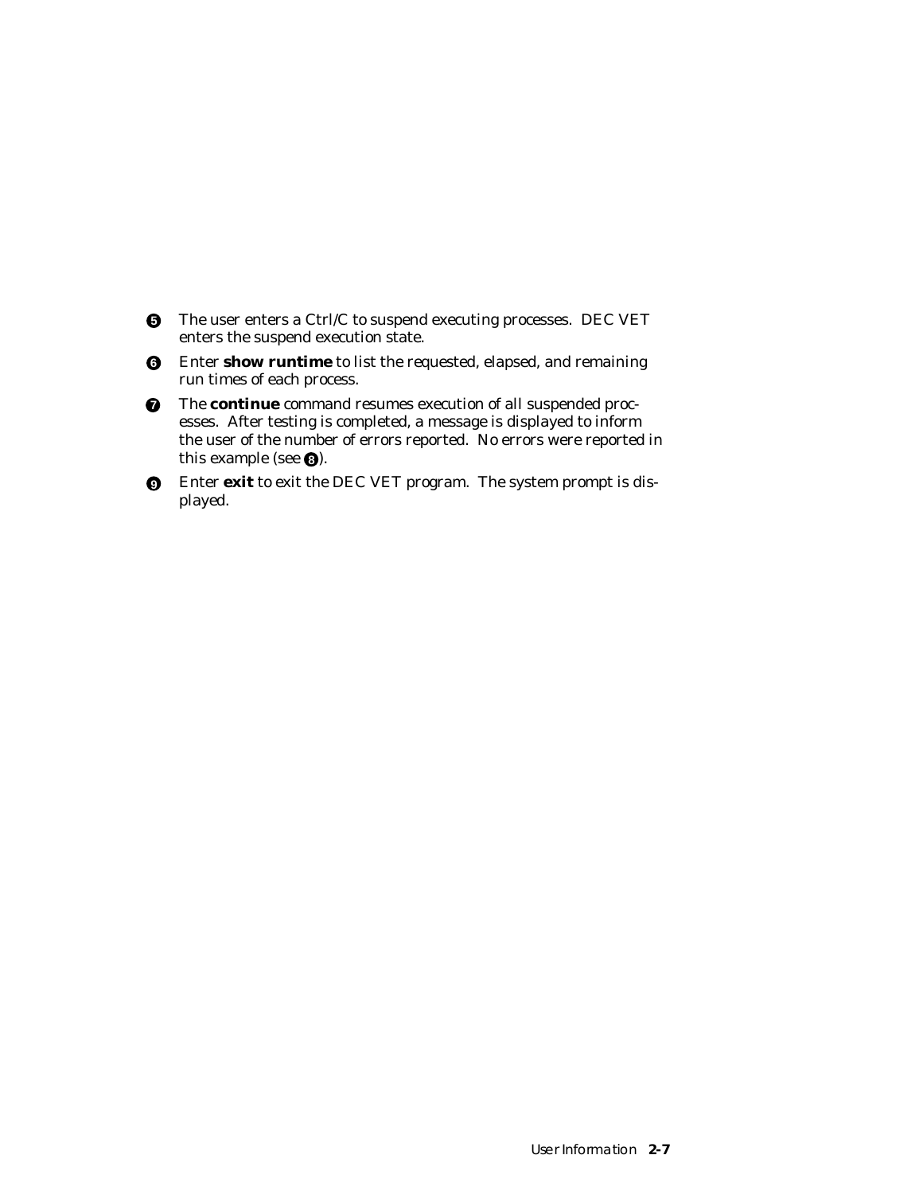❺ The user enters a Ctrl/C to suspend executing processes. DEC VET enters the suspend execution state.

❻ Enter **show runtime** to list the requested, elapsed, and remaining run times of each process.

❼ The **continue** command resumes execution of all suspended processes. After testing is completed, a message is displayed to inform the user of the number of errors reported. No errors were reported in this example (see ❽).

❾ Enter **exit** to exit the DEC VET program. The system prompt is displayed.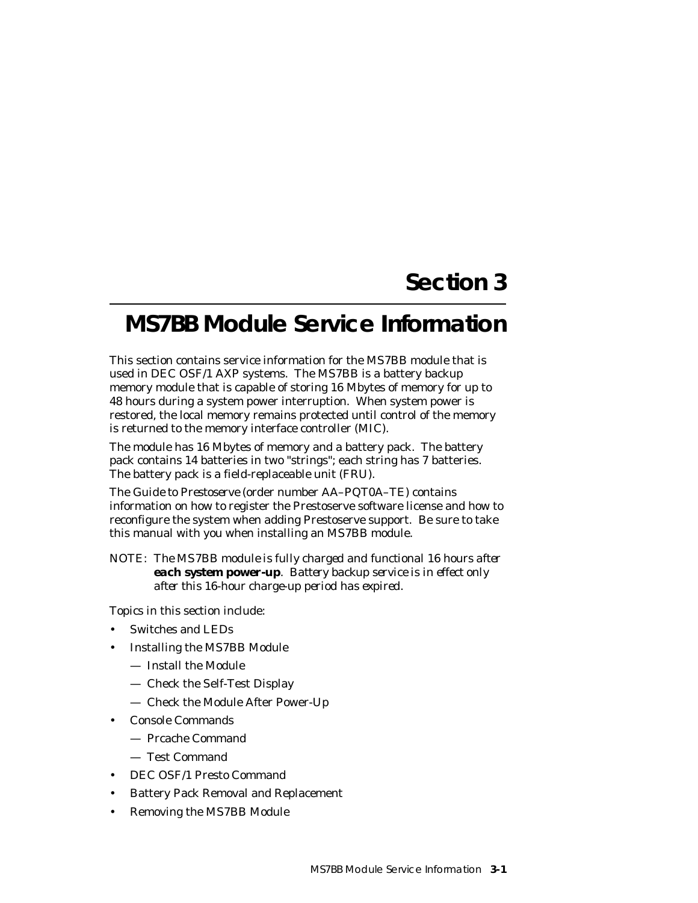# Section 3

# MS7BB Module Service Information

This section contains service information for the MS7BB module that is used in DEC OSF/1 AXP systems. The MS7BB is a battery backup memory module that is capable of storing 16 Mbytes of memory for up to 48 hours during a system power interruption. When system power is restored, the local memory remains protected until control of the memory is returned to the memory interface controller (MIC).

The module has 16 Mbytes of memory and a battery pack. The battery pack contains 14 batteries in two "strings"; each string has 7 batteries. The battery pack is a field-replaceable unit (FRU).

The *Guide to Prestoserve* (order number AA–PQT0A–TE) contains information on how to register the Prestoserve software license and how to reconfigure the system when adding Prestoserve support. Be sure to take this manual with you when installing an MS7BB module.

NOTE: *The MS7BB module is fully charged and functional 16 hours after* ***each system power-up****. Battery backup service is in effect only after this 16-hour charge-up period has expired.*

Topics in this section include:

- Switches and LEDs
- Installing the MS7BB Module
  - — Install the Module
  - — Check the Self-Test Display
  - — Check the Module After Power-Up
- Console Commands
  - — Prcache Command
  - — Test Command
- DEC OSF/1 Presto Command
- Battery Pack Removal and Replacement
- Removing the MS7BB Module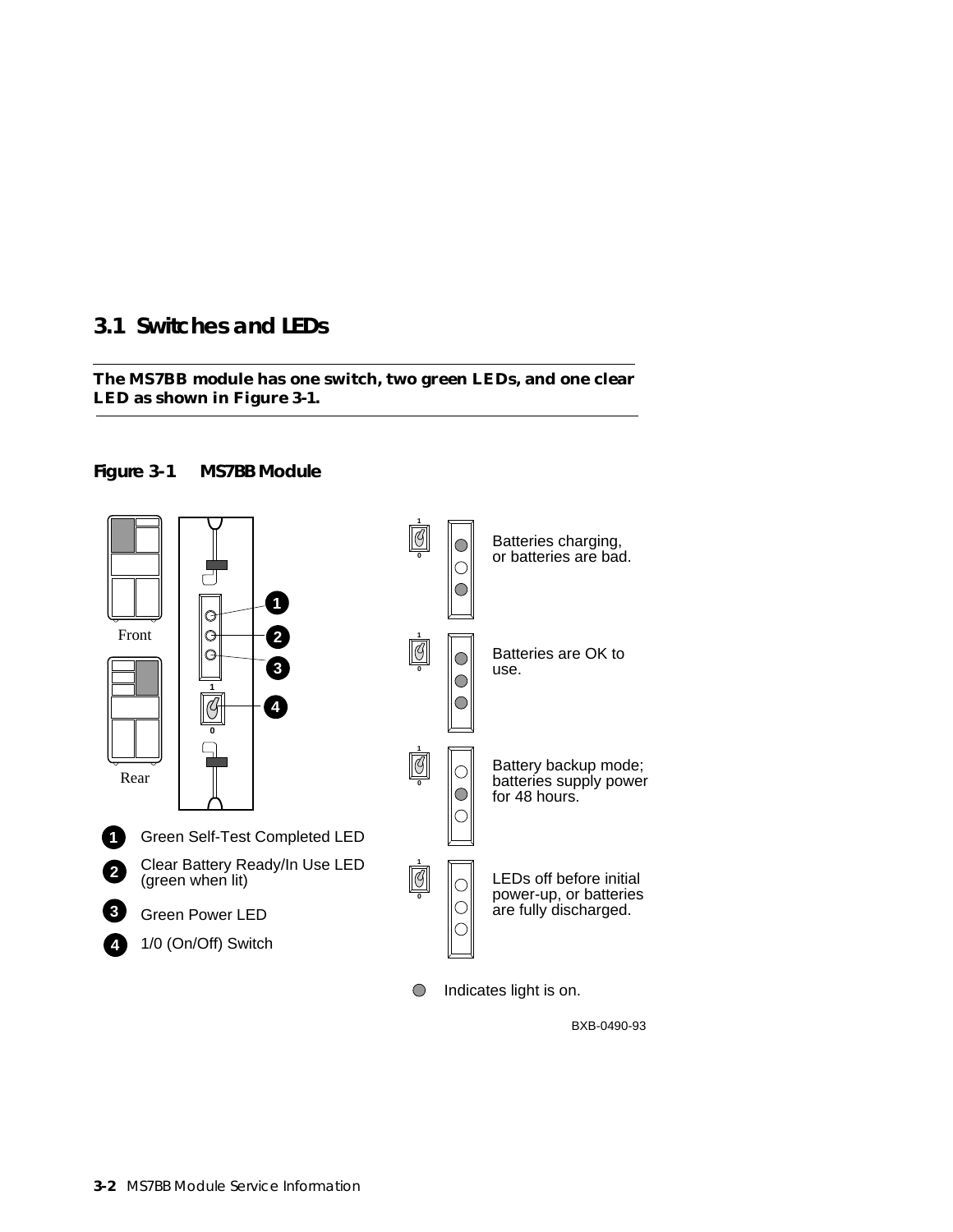## 3.1 Switches and LEDs

**The MS7BB module has one switch, two green LEDs, and one clear LED as shown in Figure 3-1.**

**Figure 3-1 MS7BB Module**

Front

Rear

1 Green Self-Test Completed LED

2 Clear Battery Ready/In Use LED (green when lit)

3 Green Power LED

4 1/0 (On/Off) Switch

Batteries charging, or batteries are bad.

Batteries are OK to use.

Battery backup mode; batteries supply power for 48 hours.

LEDs off before initial power-up, or batteries are fully discharged.

Indicates light is on.

BXB-0490-93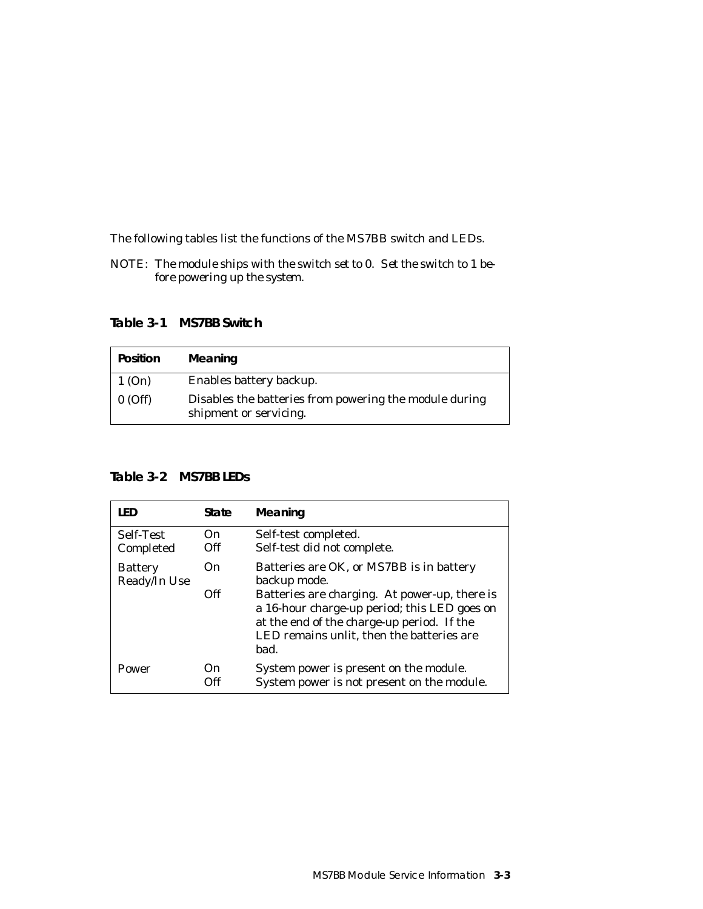The following tables list the functions of the MS7BB switch and LEDs.

NOTE: The module ships with the switch set to 0. Set the switch to 1 before powering up the system.

**Table 3-1 MS7BB Switch**

| Position | Meaning |
|---|---|
| 1 (On) | Enables battery backup. |
| 0 (Off) | Disables the batteries from powering the module during shipment or servicing. |

**Table 3-2 MS7BB LEDs**

| LED | State | Meaning |
|---|---|---|
| Self-Test Completed | On | Self-test completed. |
| | Off | Self-test did not complete. |
| Battery Ready/In Use | On | Batteries are OK, or MS7BB is in battery backup mode. |
| | Off | Batteries are charging. At power-up, there is a 16-hour charge-up period; this LED goes on at the end of the charge-up period. If the LED remains unlit, then the batteries are bad. |
| Power | On | System power is present on the module. |
| | Off | System power is not present on the module. |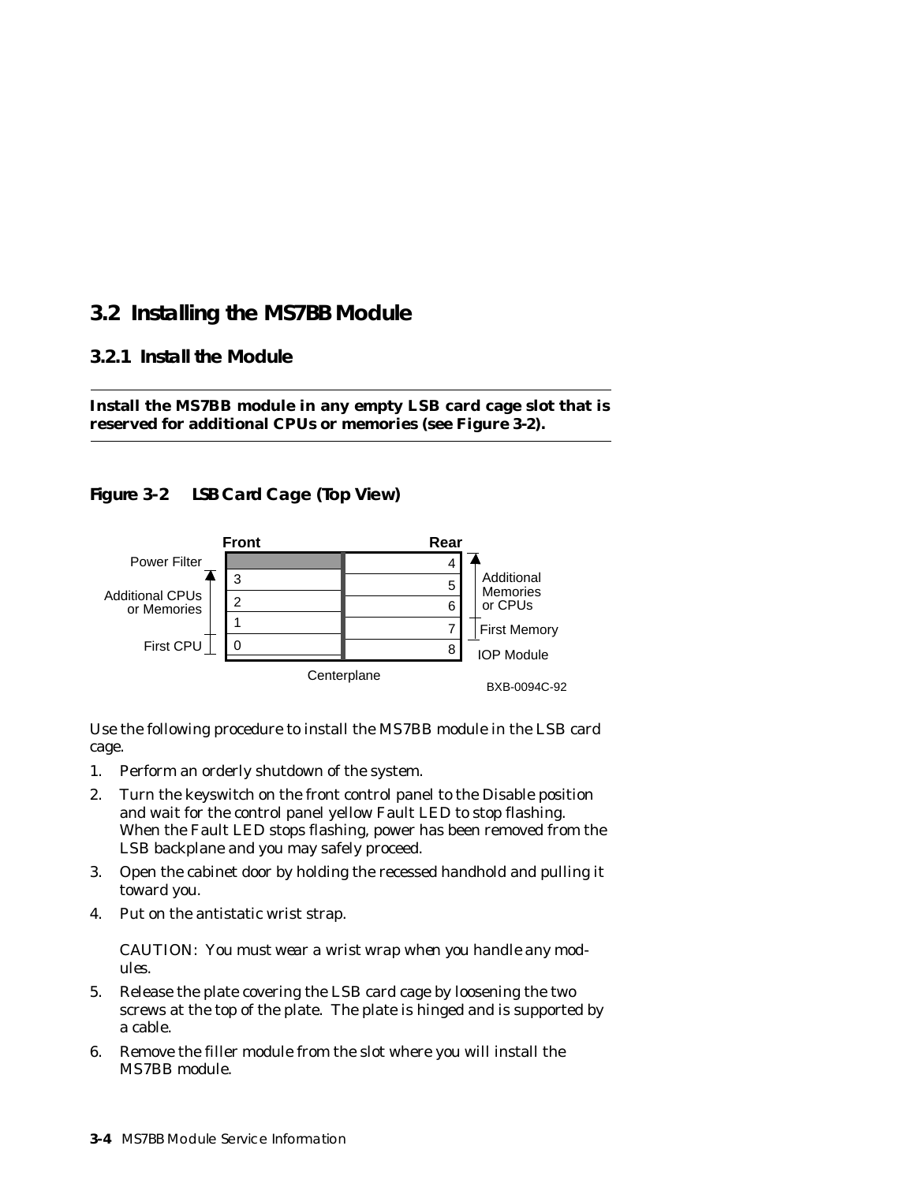## 3.2 Installing the MS7BB Module

### 3.2.1 Install the Module

---

**Install the MS7BB module in any empty LSB card cage slot that is reserved for additional CPUs or memories (see Figure 3-2).**

---

**Figure 3-2 LSB Card Cage (Top View)**

| Label | Front | Rear | Label |
|---|---|---|---|
| Power Filter | (Power Filter) | 4 | Additional Memories or CPUs |
| Additional CPUs or Memories | 3 | 5 | Additional Memories or CPUs |
| Additional CPUs or Memories | 2 | 6 | Additional Memories or CPUs |
| Additional CPUs or Memories | 1 | 7 | First Memory |
| First CPU | 0 | 8 | IOP Module |

Centerplane

BXB-0094C-92

Use the following procedure to install the MS7BB module in the LSB card cage.

1. Perform an orderly shutdown of the system.
2. Turn the keyswitch on the front control panel to the Disable position and wait for the control panel yellow Fault LED to stop flashing. When the Fault LED stops flashing, power has been removed from the LSB backplane and you may safely proceed.
3. Open the cabinet door by holding the recessed handhold and pulling it toward you.
4. Put on the antistatic wrist strap.

   CAUTION: *You must wear a wrist wrap when you handle any modules.*

5. Release the plate covering the LSB card cage by loosening the two screws at the top of the plate. The plate is hinged and is supported by a cable.
6. Remove the filler module from the slot where you will install the MS7BB module.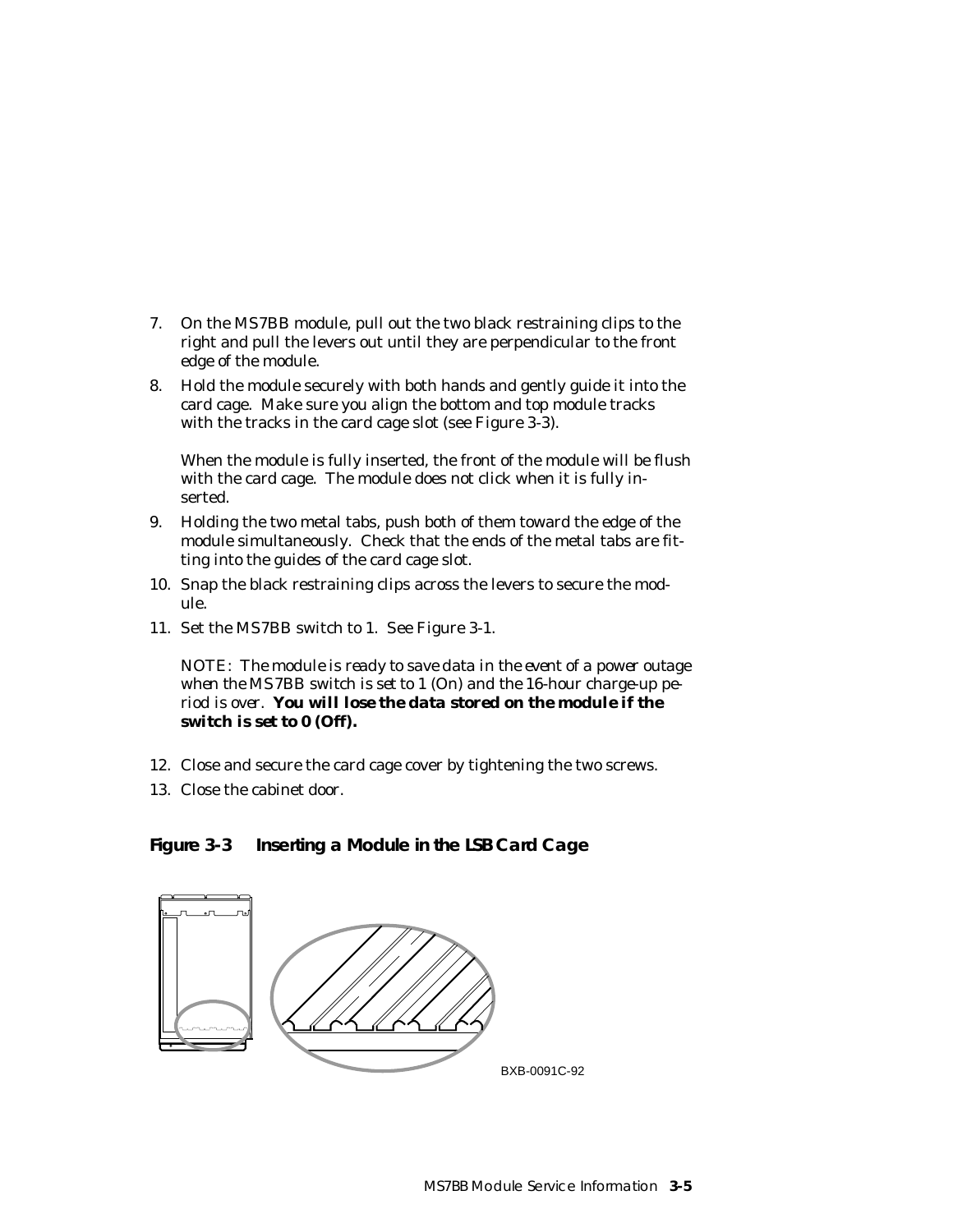7. On the MS7BB module, pull out the two black restraining clips to the right and pull the levers out until they are perpendicular to the front edge of the module.
8. Hold the module securely with both hands and gently guide it into the card cage. Make sure you align the bottom and top module tracks with the tracks in the card cage slot (see Figure 3-3).

   When the module is fully inserted, the front of the module will be flush with the card cage. The module does not click when it is fully inserted.
9. Holding the two metal tabs, push both of them toward the edge of the module simultaneously. Check that the ends of the metal tabs are fitting into the guides of the card cage slot.
10. Snap the black restraining clips across the levers to secure the module.
11. Set the MS7BB switch to 1. See Figure 3-1.

    *NOTE: The module is ready to save data in the event of a power outage when the MS7BB switch is set to 1 (On) and the 16-hour charge-up period is over.* ***You will lose the data stored on the module if the switch is set to 0 (Off).***
12. Close and secure the card cage cover by tightening the two screws.
13. Close the cabinet door.

**Figure 3-3 Inserting a Module in the LSB Card Cage**

BXB-0091C-92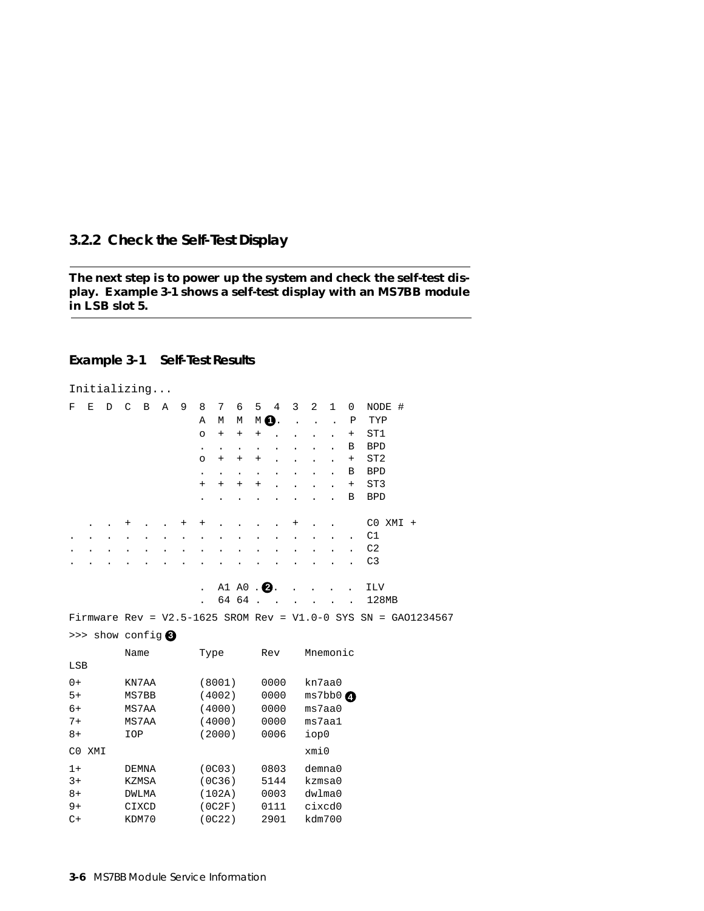### 3.2.2 Check the Self-Test Display

**The next step is to power up the system and check the self-test display. Example 3-1 shows a self-test display with an MS7BB module in LSB slot 5.**

**Example 3-1 Self-Test Results**

```
Initializing...

F  E  D  C  B  A  9  8  7  6  5  4  3  2  1  0  NODE #
                     A  M  M  M❶.  .  .  .  P   TYP
                     o  +  +  +  .  .  .  .  +  ST1
                     .  .  .  .  .  .  .  .  B  BPD
                     o  +  +  +  .  .  .  .  +  ST2
                     .  .  .  .  .  .  .  .  B  BPD
                     +  +  +  +  .  .  .  .  +  ST3
                     .  .  .  .  .  .  .  .  B  BPD

   .  .  +  .  .  +  +  .  .  .  .  +  .  .     C0 XMI +
.  .  .  .  .  .  .  .  .  .  .  .  .  .  .  .  C1
.  .  .  .  .  .  .  .  .  .  .  .  .  .  .  .  C2
.  .  .  .  .  .  .  .  .  .  .  .  .  .  .  .  C3

                     .  A1 A0 .❷.  .  .  .  .  ILV
                     .  64 64 .  .  .  .  .  .  128MB

Firmware Rev = V2.5-1625 SROM Rev = V1.0-0 SYS SN = GAO1234567

>>> show config ❸

         Name        Type      Rev    Mnemonic
LSB

0+       KN7AA       (8001)    0000   kn7aa0
5+       MS7BB       (4002)    0000   ms7bb0 ❹
6+       MS7AA       (4000)    0000   ms7aa0
7+       MS7AA       (4000)    0000   ms7aa1
8+       IOP         (2000)    0006   iop0

C0 XMI                                xmi0

1+       DEMNA       (0C03)    0803   demna0
3+       KZMSA       (0C36)    5144   kzmsa0
8+       DWLMA       (102A)    0003   dwlma0
9+       CIXCD       (0C2F)    0111   cixcd0
C+       KDM70       (0C22)    2901   kdm700
```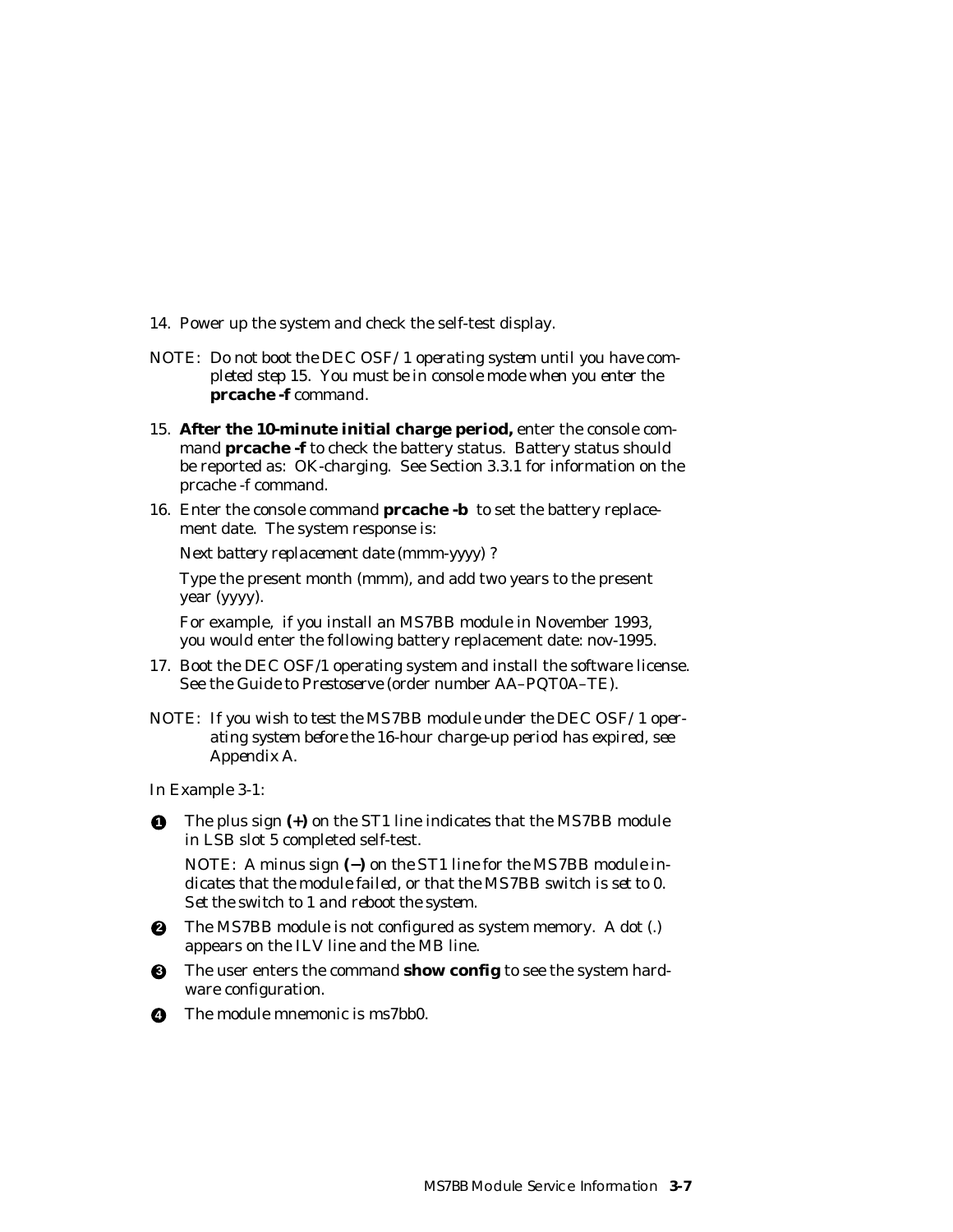14. Power up the system and check the self-test display.

NOTE: *Do not boot the DEC OSF/1 operating system until you have completed step 15. You must be in console mode when you enter the* ***prcache -f*** *command.*

15. **After the 10-minute initial charge period,** enter the console command **prcache -f** to check the battery status. Battery status should be reported as: OK-charging. See Section 3.3.1 for information on the prcache -f command.

16. Enter the console command **prcache -b** to set the battery replacement date. The system response is:

    *Next battery replacement date (mmm-yyyy) ?*

    Type the present month (mmm), and add two years to the present year (yyyy).

    For example, if you install an MS7BB module in November 1993, you would enter the following battery replacement date: nov-1995.

17. Boot the DEC OSF/1 operating system and install the software license. See the *Guide to Prestoserve* (order number AA–PQT0A–TE).

NOTE: *If you wish to test the MS7BB module under the DEC OSF/1 operating system before the 16-hour charge-up period has expired, see Appendix A.*

In Example 3-1:

1. The plus sign **(+)** on the ST1 line indicates that the MS7BB module in LSB slot 5 completed self-test.

   NOTE: *A minus sign* **(–)** *on the ST1 line for the MS7BB module indicates that the module failed, or that the MS7BB switch is set to 0. Set the switch to 1 and reboot the system.*

2. The MS7BB module is not configured as system memory. A dot (.) appears on the ILV line and the MB line.

3. The user enters the command **show config** to see the system hardware configuration.

4. The module mnemonic is ms7bb0.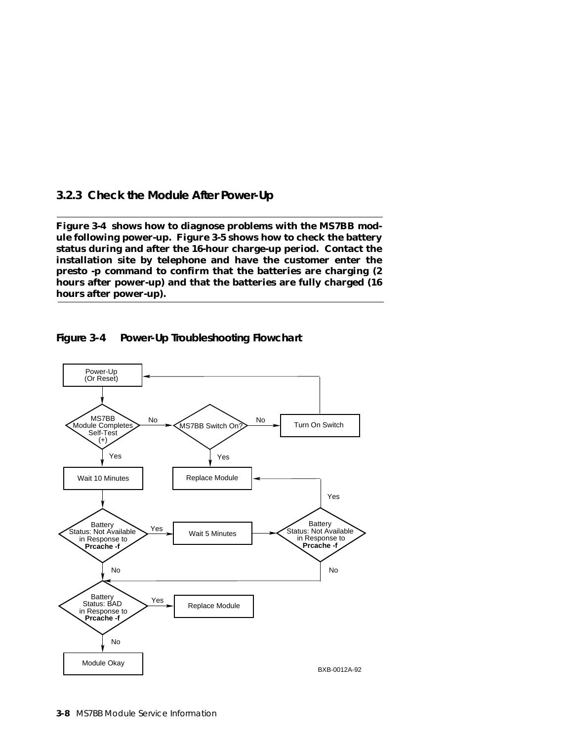### 3.2.3 Check the Module After Power-Up

**Figure 3-4 shows how to diagnose problems with the MS7BB module following power-up. Figure 3-5 shows how to check the battery status during and after the 16-hour charge-up period. Contact the installation site by telephone and have the customer enter the presto -p command to confirm that the batteries are charging (2 hours after power-up) and that the batteries are fully charged (16 hours after power-up).**

**Figure 3-4 Power-Up Troubleshooting Flowchart**

Power-Up (Or Reset)

MS7BB Module Completes Self-Test (+)

No

MS7BB Switch On?

No

Turn On Switch

Yes

Yes

Wait 10 Minutes

Replace Module

Yes

Battery Status: Not Available in Response to **Prcache -f**

Yes

Wait 5 Minutes

Battery Status: Not Available in Response to **Prcache -f**

No

No

Battery Status: BAD in Response to **Prcache -f**

Yes

Replace Module

No

Module Okay

BXB-0012A-92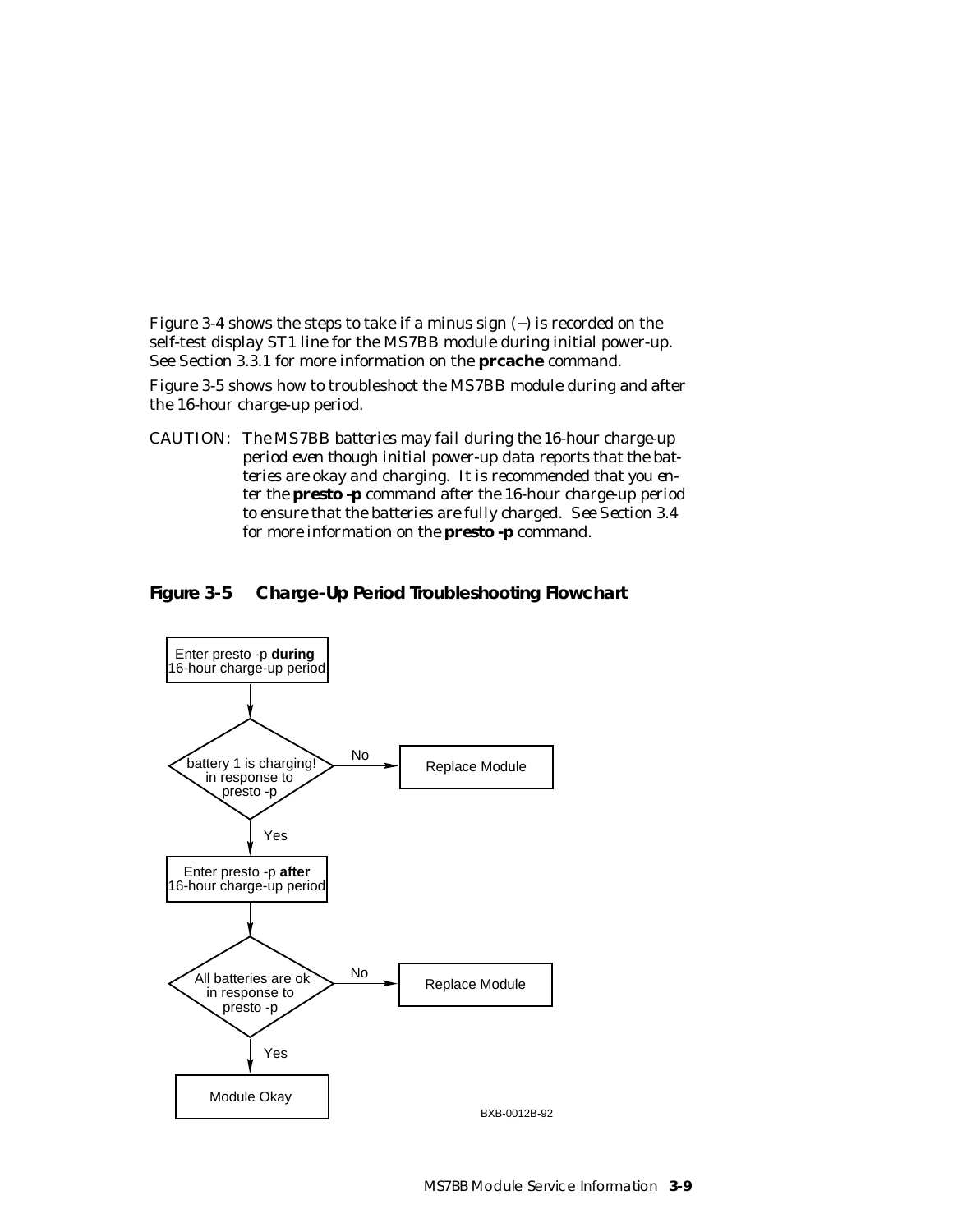Figure 3-4 shows the steps to take if a minus sign (−) is recorded on the self-test display ST1 line for the MS7BB module during initial power-up. See Section 3.3.1 for more information on the **prcache** command.

Figure 3-5 shows how to troubleshoot the MS7BB module during and after the 16-hour charge-up period.

CAUTION: *The MS7BB batteries may fail during the 16-hour charge-up period even though initial power-up data reports that the batteries are okay and charging. It is recommended that you enter the* **presto -p** *command after the 16-hour charge-up period to ensure that the batteries are fully charged. See Section 3.4 for more information on the* **presto -p** *command.*

**Figure 3-5 Charge-Up Period Troubleshooting Flowchart**

- Enter presto -p **during** 16-hour charge-up period
- Decision: battery 1 is charging! in response to presto -p
  - No → Replace Module
  - Yes → Enter presto -p **after** 16-hour charge-up period
- Decision: All batteries are ok in response to presto -p
  - No → Replace Module
  - Yes → Module Okay

BXB-0012B-92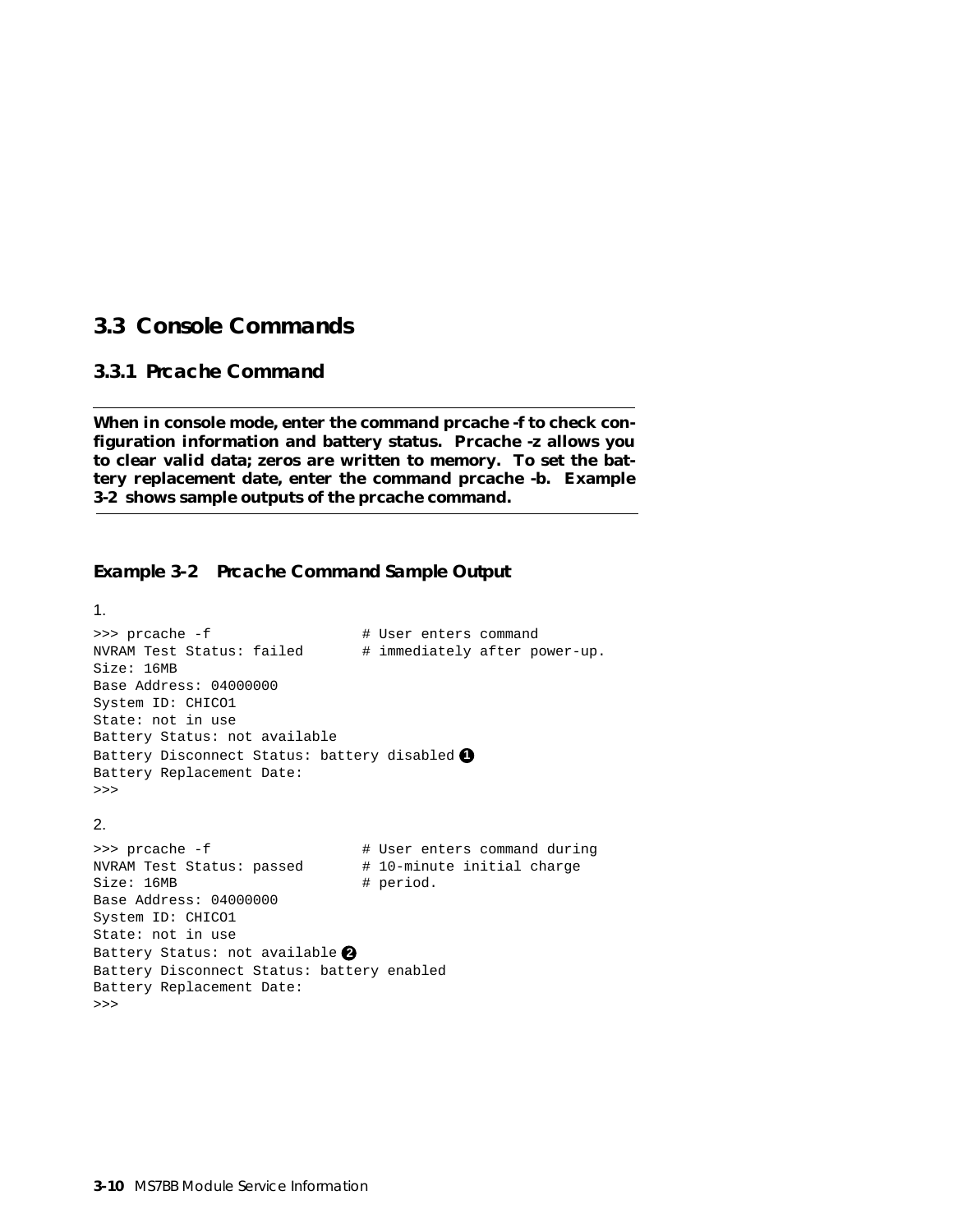## 3.3 Console Commands

### 3.3.1 Prcache Command

**When in console mode, enter the command prcache -f to check configuration information and battery status. Prcache -z allows you to clear valid data; zeros are written to memory. To set the battery replacement date, enter the command prcache -b. Example 3-2 shows sample outputs of the prcache command.**

#### *Example 3-2 Prcache Command Sample Output*

1.

```
>>> prcache -f                  # User enters command
NVRAM Test Status: failed       # immediately after power-up.
Size: 16MB
Base Address: 04000000
System ID: CHICO1
State: not in use
Battery Status: not available
Battery Disconnect Status: battery disabled ❶
Battery Replacement Date:
>>>
```

2.

```
>>> prcache -f                  # User enters command during
NVRAM Test Status: passed       # 10-minute initial charge
Size: 16MB                      # period.
Base Address: 04000000
System ID: CHICO1
State: not in use
Battery Status: not available ❷
Battery Disconnect Status: battery enabled
Battery Replacement Date:
>>>
```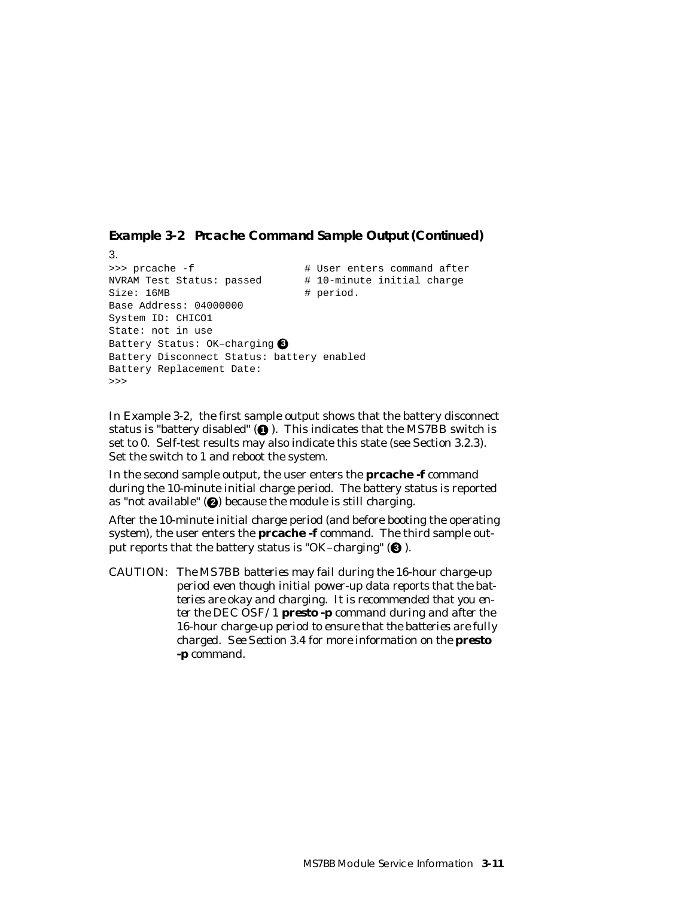**Example 3-2 Prcache Command Sample Output (Continued)**

3.

```
>>> prcache -f                    # User enters command after
NVRAM Test Status: passed         # 10-minute initial charge
Size: 16MB                        # period.
Base Address: 04000000
System ID: CHICO1
State: not in use
Battery Status: OK–charging ❸
Battery Disconnect Status: battery enabled
Battery Replacement Date:
>>>
```

In Example 3-2, the first sample output shows that the battery disconnect status is "battery disabled" (❶). This indicates that the MS7BB switch is set to 0. Self-test results may also indicate this state (see Section 3.2.3). Set the switch to 1 and reboot the system.

In the second sample output, the user enters the **prcache -f** command during the 10-minute initial charge period. The battery status is reported as "not available" (❷) because the module is still charging.

After the 10-minute initial charge period (and before booting the operating system), the user enters the **prcache -f** command. The third sample output reports that the battery status is "OK–charging" (❸).

CAUTION: *The MS7BB batteries may fail during the 16-hour charge-up period even though initial power-up data reports that the batteries are okay and charging. It is recommended that you enter the DEC OSF/1* ***presto -p*** *command during and after the 16-hour charge-up period to ensure that the batteries are fully charged. See Section 3.4 for more information on the* ***presto -p*** *command.*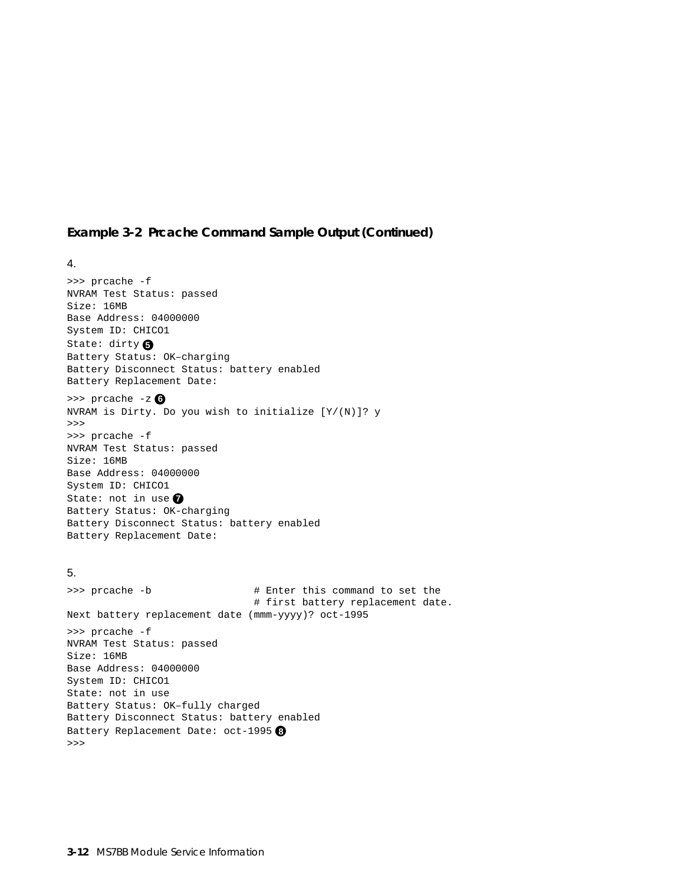**Example 3-2 Prcache Command Sample Output (Continued)**

4.

```
>>> prcache -f
NVRAM Test Status: passed
Size: 16MB
Base Address: 04000000
System ID: CHICO1
State: dirty ❺
Battery Status: OK–charging
Battery Disconnect Status: battery enabled
Battery Replacement Date:
>>> prcache -z ❻
NVRAM is Dirty. Do you wish to initialize [Y/(N)]? y
>>>
>>> prcache -f
NVRAM Test Status: passed
Size: 16MB
Base Address: 04000000
System ID: CHICO1
State: not in use ❼
Battery Status: OK-charging
Battery Disconnect Status: battery enabled
Battery Replacement Date:
```

5.

```
>>> prcache -b                  # Enter this command to set the
                                # first battery replacement date.
Next battery replacement date (mmm-yyyy)? oct-1995
>>> prcache -f
NVRAM Test Status: passed
Size: 16MB
Base Address: 04000000
System ID: CHICO1
State: not in use
Battery Status: OK–fully charged
Battery Disconnect Status: battery enabled
Battery Replacement Date: oct-1995 ❽
>>>
```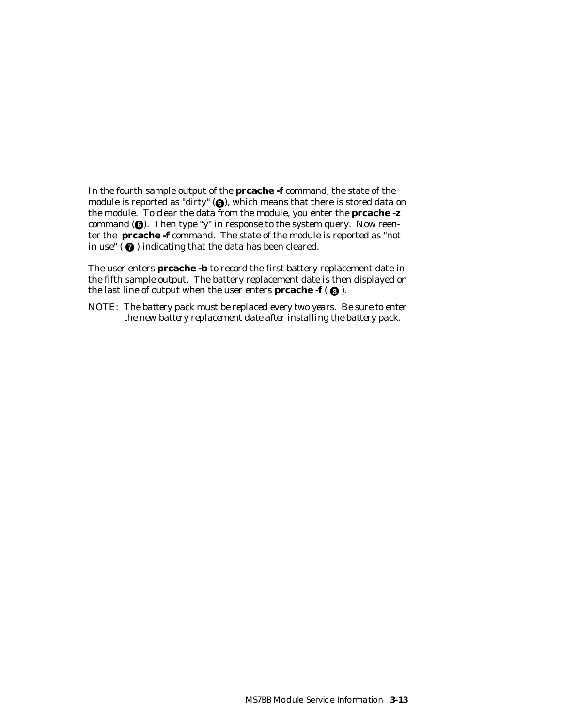In the fourth sample output of the **prcache -f** command, the state of the module is reported as "dirty" (❺), which means that there is stored data on the module. To clear the data from the module, you enter the **prcache -z** command (❻). Then type "y" in response to the system query. Now reenter the **prcache -f** command. The state of the module is reported as "not in use" (❼) indicating that the data has been cleared.

The user enters **prcache -b** to record the first battery replacement date in the fifth sample output. The battery replacement date is then displayed on the last line of output when the user enters **prcache -f** (❽).

NOTE: *The battery pack must be replaced every two years. Be sure to enter the new battery replacement date after installing the battery pack.*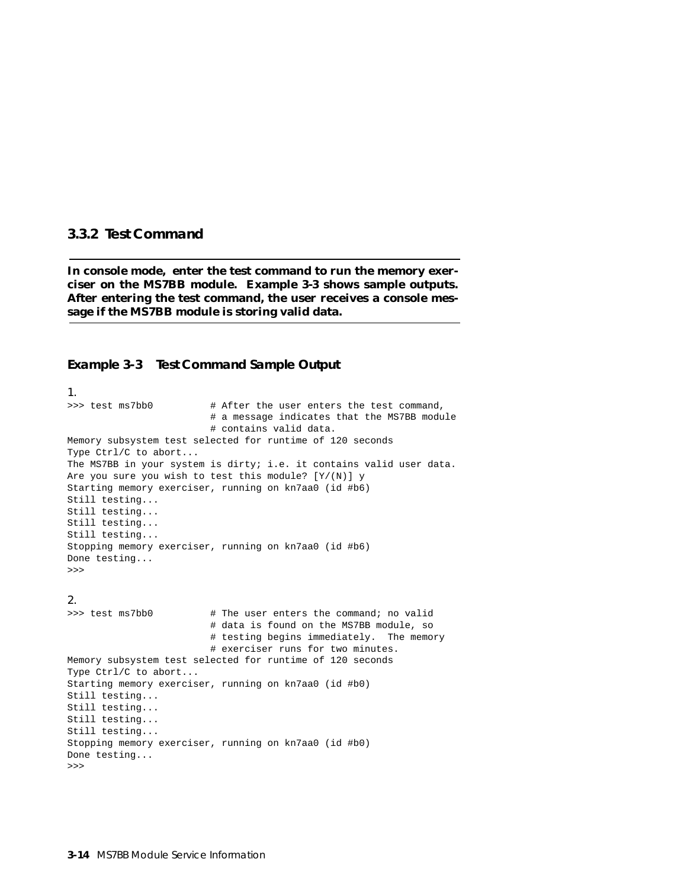### 3.3.2 Test Command

**In console mode, enter the test command to run the memory exerciser on the MS7BB module. Example 3-3 shows sample outputs. After entering the test command, the user receives a console message if the MS7BB module is storing valid data.**

#### Example 3-3 Test Command Sample Output

1.

```
>>> test ms7bb0          # After the user enters the test command,
                         # a message indicates that the MS7BB module
                         # contains valid data.
Memory subsystem test selected for runtime of 120 seconds
Type Ctrl/C to abort...
The MS7BB in your system is dirty; i.e. it contains valid user data.
Are you sure you wish to test this module? [Y/(N)] y
Starting memory exerciser, running on kn7aa0 (id #b6)
Still testing...
Still testing...
Still testing...
Still testing...
Stopping memory exerciser, running on kn7aa0 (id #b6)
Done testing...
>>>
```

2.

```
>>> test ms7bb0          # The user enters the command; no valid
                         # data is found on the MS7BB module, so
                         # testing begins immediately.  The memory
                         # exerciser runs for two minutes.
Memory subsystem test selected for runtime of 120 seconds
Type Ctrl/C to abort...
Starting memory exerciser, running on kn7aa0 (id #b0)
Still testing...
Still testing...
Still testing...
Still testing...
Stopping memory exerciser, running on kn7aa0 (id #b0)
Done testing...
>>>
```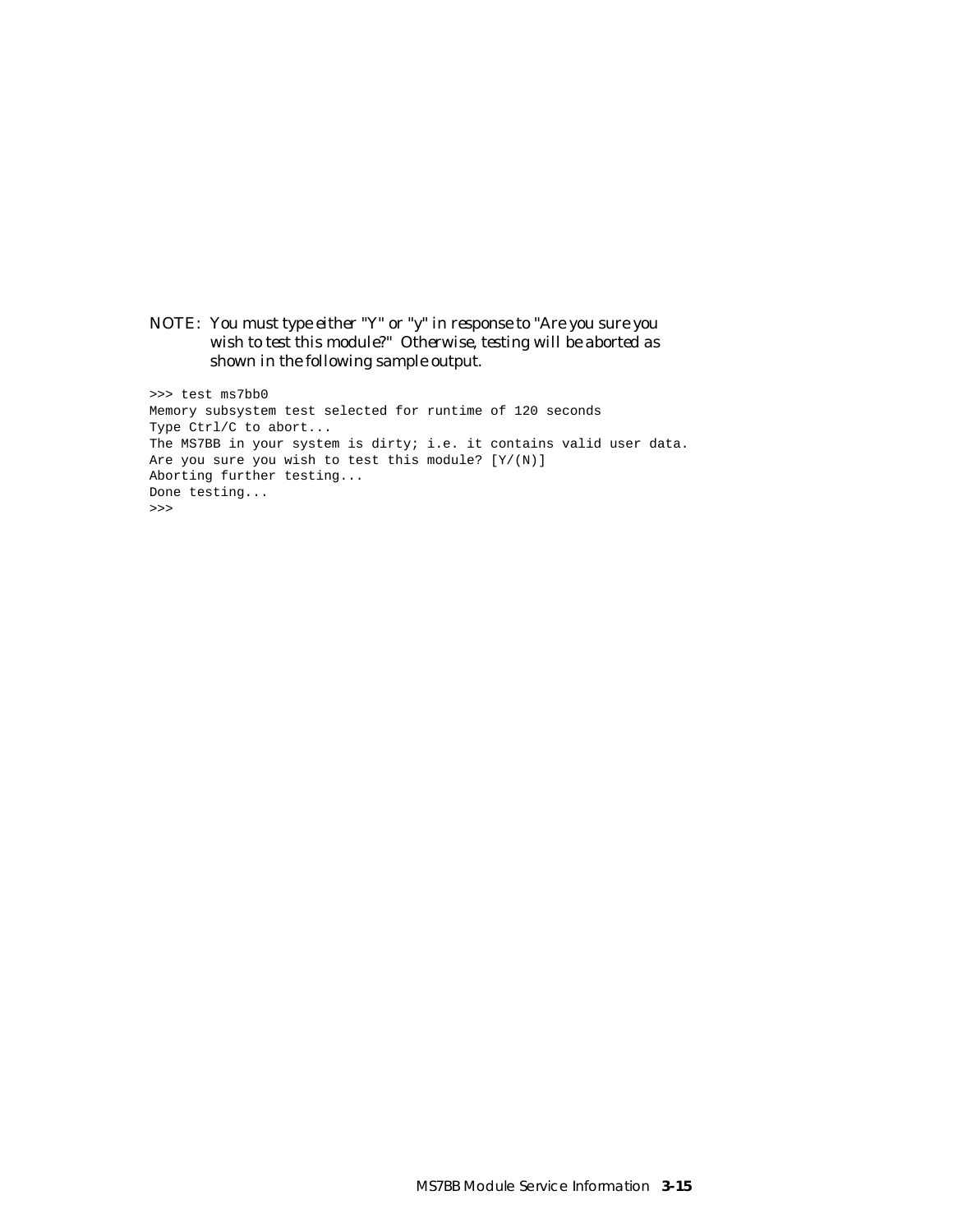NOTE: *You must type either "Y" or "y" in response to "Are you sure you wish to test this module?" Otherwise, testing will be aborted as shown in the following sample output.*

```
>>> test ms7bb0
Memory subsystem test selected for runtime of 120 seconds
Type Ctrl/C to abort...
The MS7BB in your system is dirty; i.e. it contains valid user data.
Are you sure you wish to test this module? [Y/(N)]
Aborting further testing...
Done testing...
>>>
```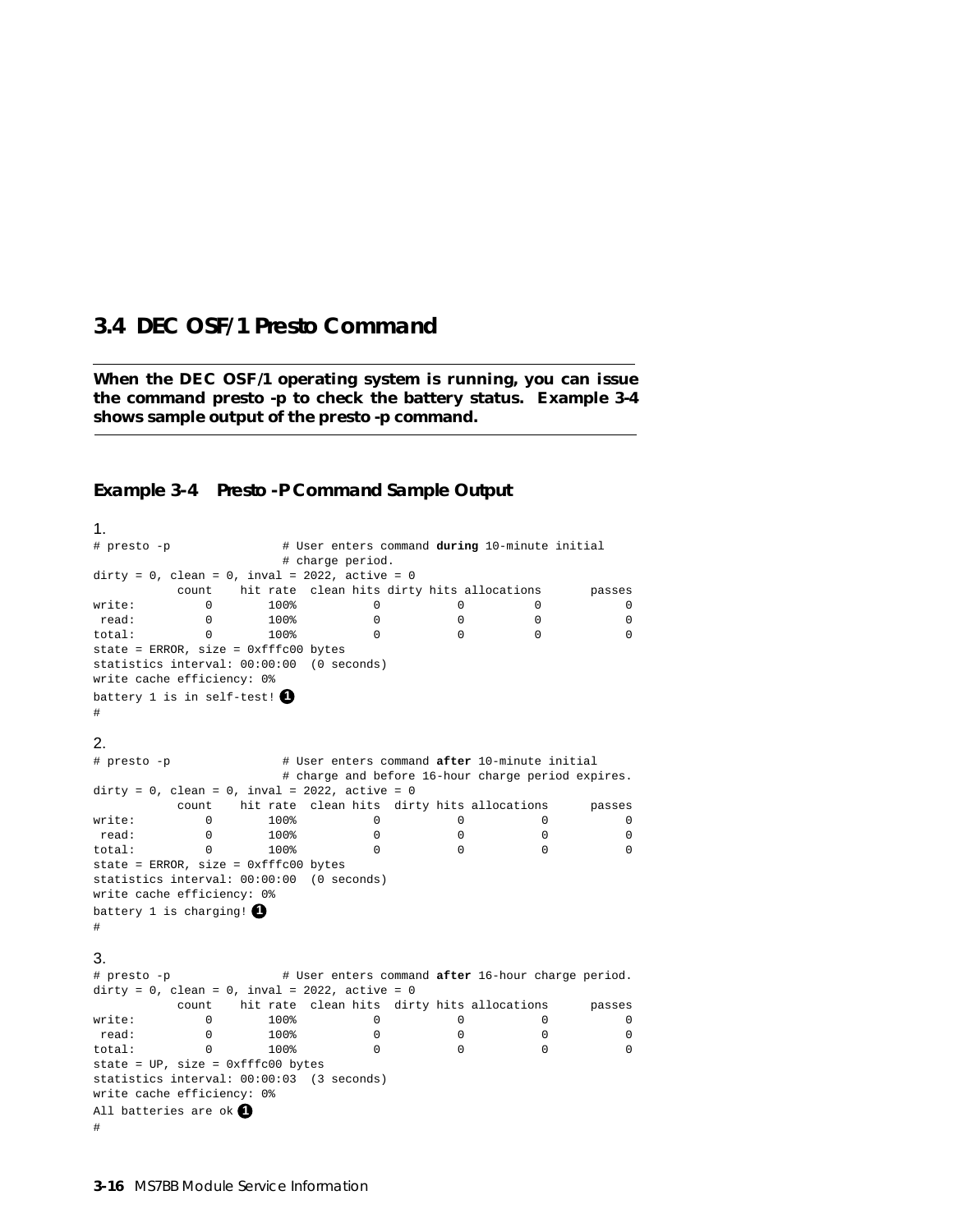## 3.4 DEC OSF/1 Presto Command

**When the DEC OSF/1 operating system is running, you can issue the command presto -p to check the battery status. Example 3-4 shows sample output of the presto -p command.**

### Example 3-4 Presto -P Command Sample Output

1.

```
# presto -p                # User enters command during 10-minute initial
                           # charge period.
dirty = 0, clean = 0, inval = 2022, active = 0
           count    hit rate  clean hits dirty hits allocations       passes
write:         0       100%           0           0          0            0
 read:         0       100%           0           0          0            0
total:         0       100%           0           0          0            0
state = ERROR, size = 0xfffc00 bytes
statistics interval: 00:00:00  (0 seconds)
write cache efficiency: 0%
battery 1 is in self-test! ❶
#
```

2.

```
# presto -p                # User enters command after 10-minute initial
                           # charge and before 16-hour charge period expires.
dirty = 0, clean = 0, inval = 2022, active = 0
           count    hit rate  clean hits  dirty hits allocations      passes
write:         0       100%           0           0           0           0
 read:         0       100%           0           0           0           0
total:         0       100%           0           0           0           0
state = ERROR, size = 0xfffc00 bytes
statistics interval: 00:00:00  (0 seconds)
write cache efficiency: 0%
battery 1 is charging! ❶
#
```

3.

```
# presto -p                # User enters command after 16-hour charge period.
dirty = 0, clean = 0, inval = 2022, active = 0
           count    hit rate  clean hits  dirty hits allocations      passes
write:         0       100%           0           0           0           0
 read:         0       100%           0           0           0           0
total:         0       100%           0           0           0           0
state = UP, size = 0xfffc00 bytes
statistics interval: 00:00:03  (3 seconds)
write cache efficiency: 0%
All batteries are ok ❶
#
```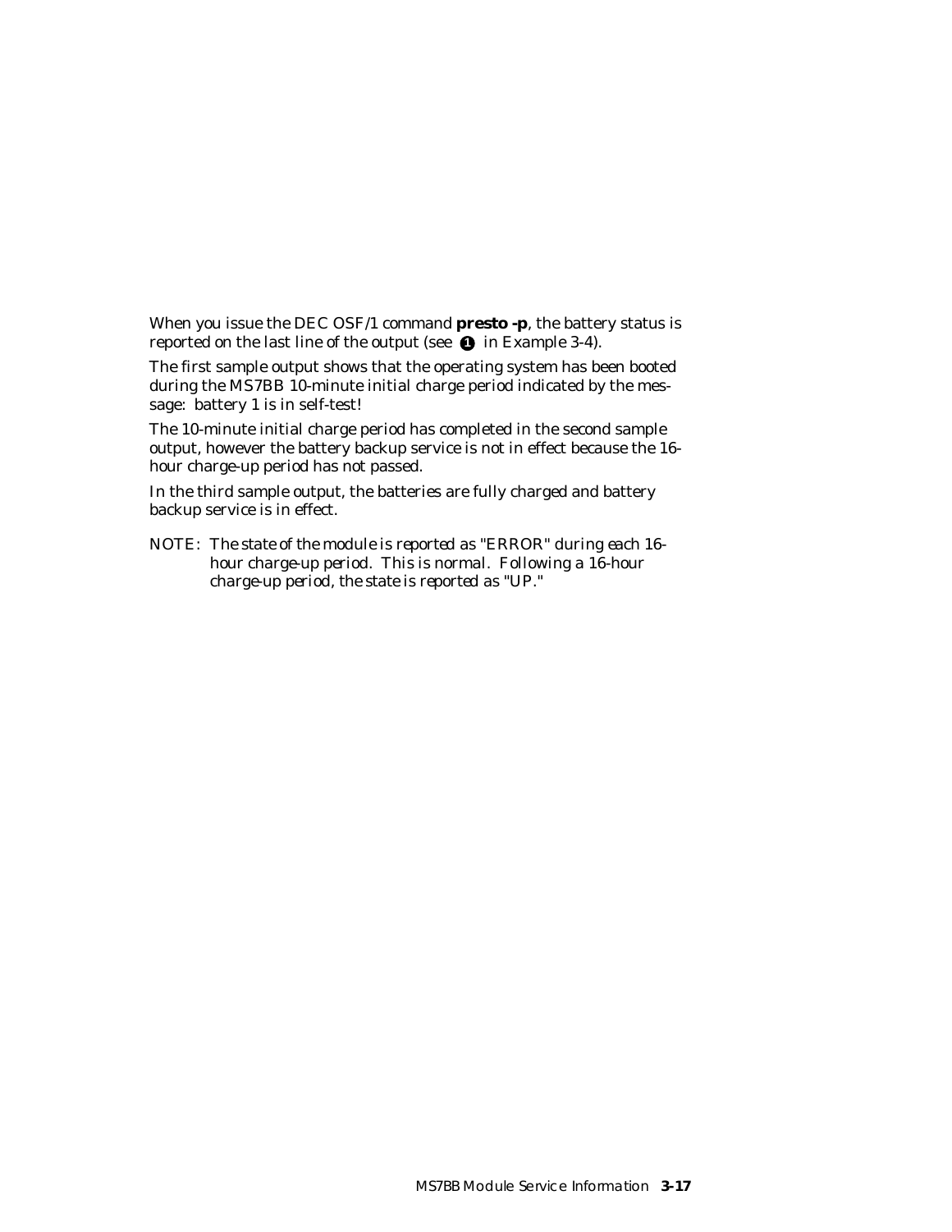When you issue the DEC OSF/1 command **presto -p**, the battery status is reported on the last line of the output (see ❶ in Example 3-4).

The first sample output shows that the operating system has been booted during the MS7BB 10-minute initial charge period indicated by the message: battery 1 is in self-test!

The 10-minute initial charge period has completed in the second sample output, however the battery backup service is not in effect because the 16-hour charge-up period has not passed.

In the third sample output, the batteries are fully charged and battery backup service is in effect.

NOTE: *The state of the module is reported as "ERROR" during each 16-hour charge-up period. This is normal. Following a 16-hour charge-up period, the state is reported as "UP."*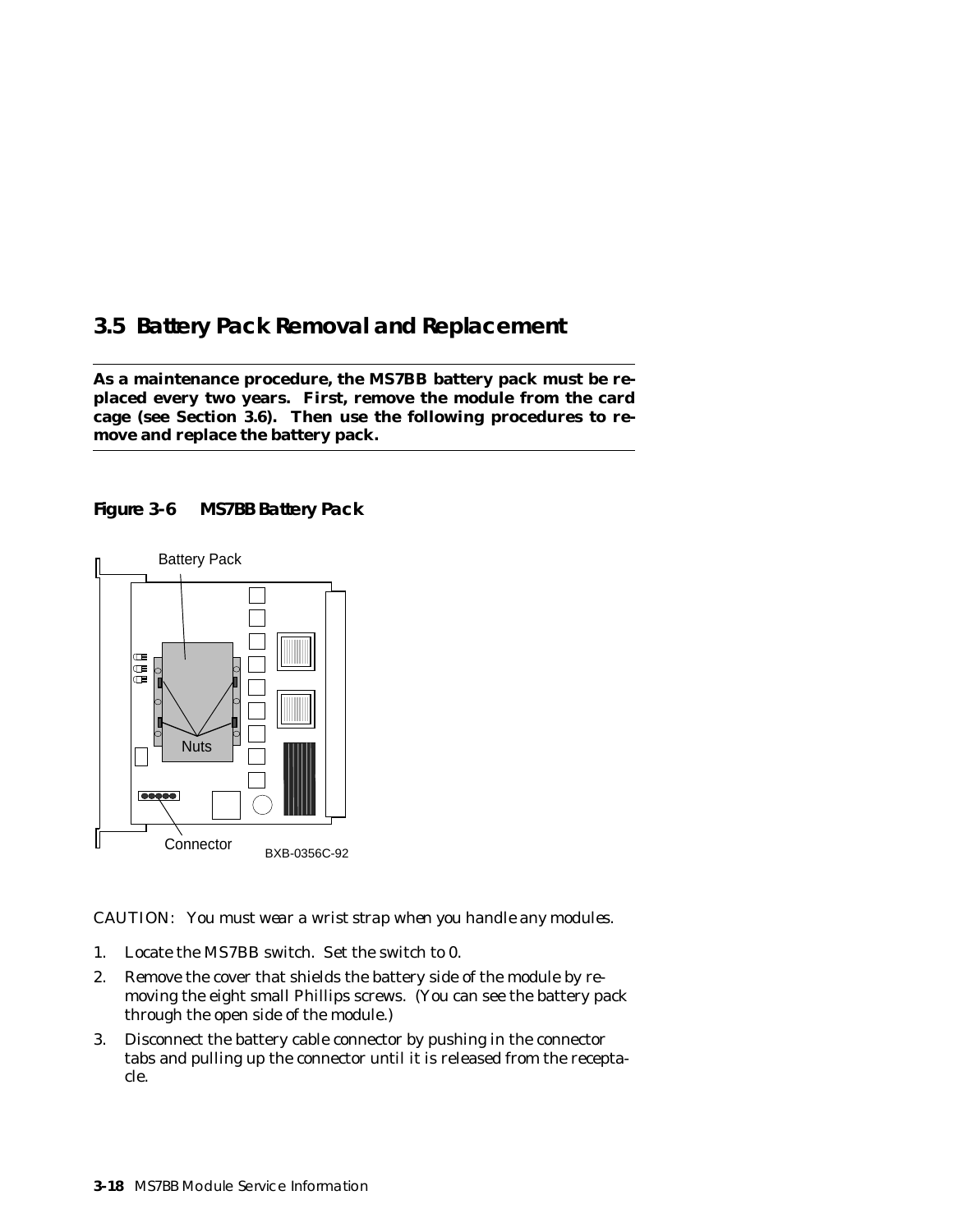## 3.5 Battery Pack Removal and Replacement

**As a maintenance procedure, the MS7BB battery pack must be replaced every two years. First, remove the module from the card cage (see Section 3.6). Then use the following procedures to remove and replace the battery pack.**

**Figure 3-6 MS7BB Battery Pack**

Battery Pack

Nuts

Connector

BXB-0356C-92

*CAUTION: You must wear a wrist strap when you handle any modules.*

1. Locate the MS7BB switch. Set the switch to 0.
2. Remove the cover that shields the battery side of the module by removing the eight small Phillips screws. (You can see the battery pack through the open side of the module.)
3. Disconnect the battery cable connector by pushing in the connector tabs and pulling up the connector until it is released from the receptacle.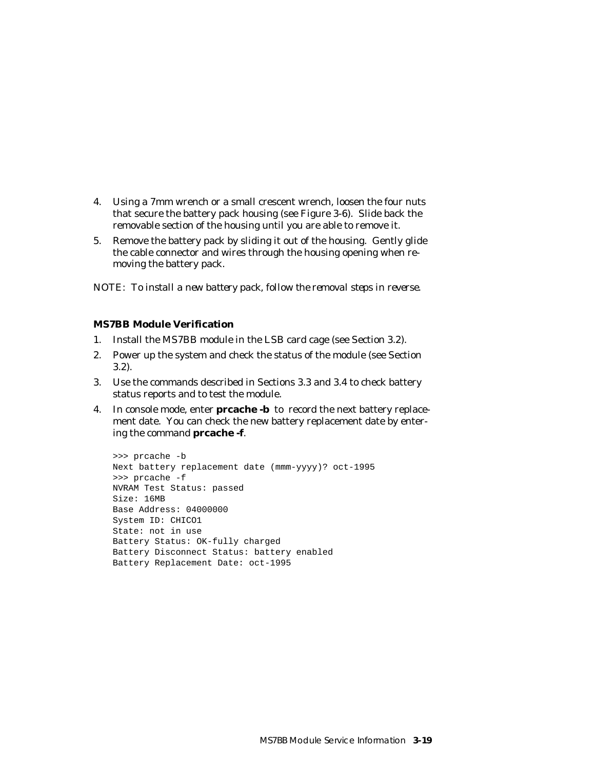4. Using a 7mm wrench or a small crescent wrench, loosen the four nuts that secure the battery pack housing (see Figure 3-6). Slide back the removable section of the housing until you are able to remove it.
5. Remove the battery pack by sliding it out of the housing. Gently glide the cable connector and wires through the housing opening when removing the battery pack.

*NOTE: To install a new battery pack, follow the removal steps in reverse.*

### MS7BB Module Verification

1. Install the MS7BB module in the LSB card cage (see Section 3.2).
2. Power up the system and check the status of the module (see Section 3.2).
3. Use the commands described in Sections 3.3 and 3.4 to check battery status reports and to test the module.
4. In console mode, enter **prcache -b** to record the next battery replacement date. You can check the new battery replacement date by entering the command **prcache -f**.

```
>>> prcache -b
Next battery replacement date (mmm-yyyy)? oct-1995
>>> prcache -f
NVRAM Test Status: passed
Size: 16MB
Base Address: 04000000
System ID: CHICO1
State: not in use
Battery Status: OK-fully charged
Battery Disconnect Status: battery enabled
Battery Replacement Date: oct-1995
```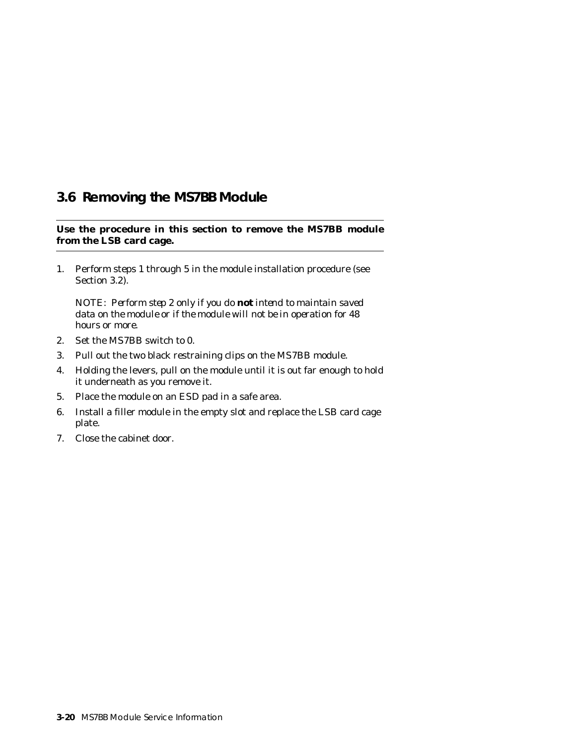## 3.6 Removing the MS7BB Module

**Use the procedure in this section to remove the MS7BB module from the LSB card cage.**

1. Perform steps 1 through 5 in the module installation procedure (see Section 3.2).

   NOTE: *Perform step 2 only if you do* **not** *intend to maintain saved data on the module or if the module will not be in operation for 48 hours or more.*

2. Set the MS7BB switch to 0.
3. Pull out the two black restraining clips on the MS7BB module.
4. Holding the levers, pull on the module until it is out far enough to hold it underneath as you remove it.
5. Place the module on an ESD pad in a safe area.
6. Install a filler module in the empty slot and replace the LSB card cage plate.
7. Close the cabinet door.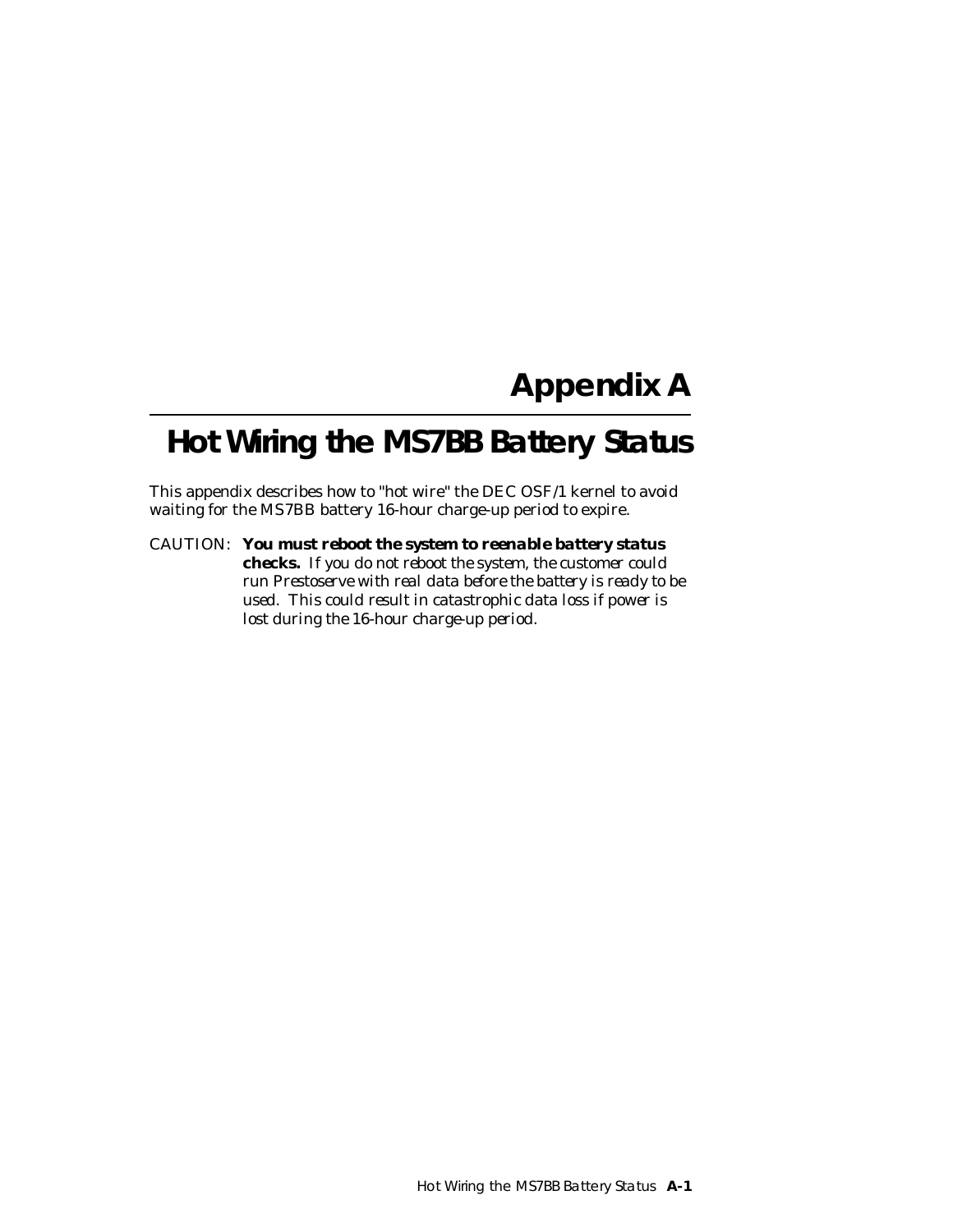# Appendix A

# Hot Wiring the MS7BB Battery Status

This appendix describes how to "hot wire" the DEC OSF/1 kernel to avoid waiting for the MS7BB battery 16-hour charge-up period to expire.

CAUTION: **You must reboot the system to reenable battery status checks.** If you do not reboot the system, the customer could run Prestoserve with real data before the battery is ready to be used. This could result in catastrophic data loss if power is lost during the 16-hour charge-up period.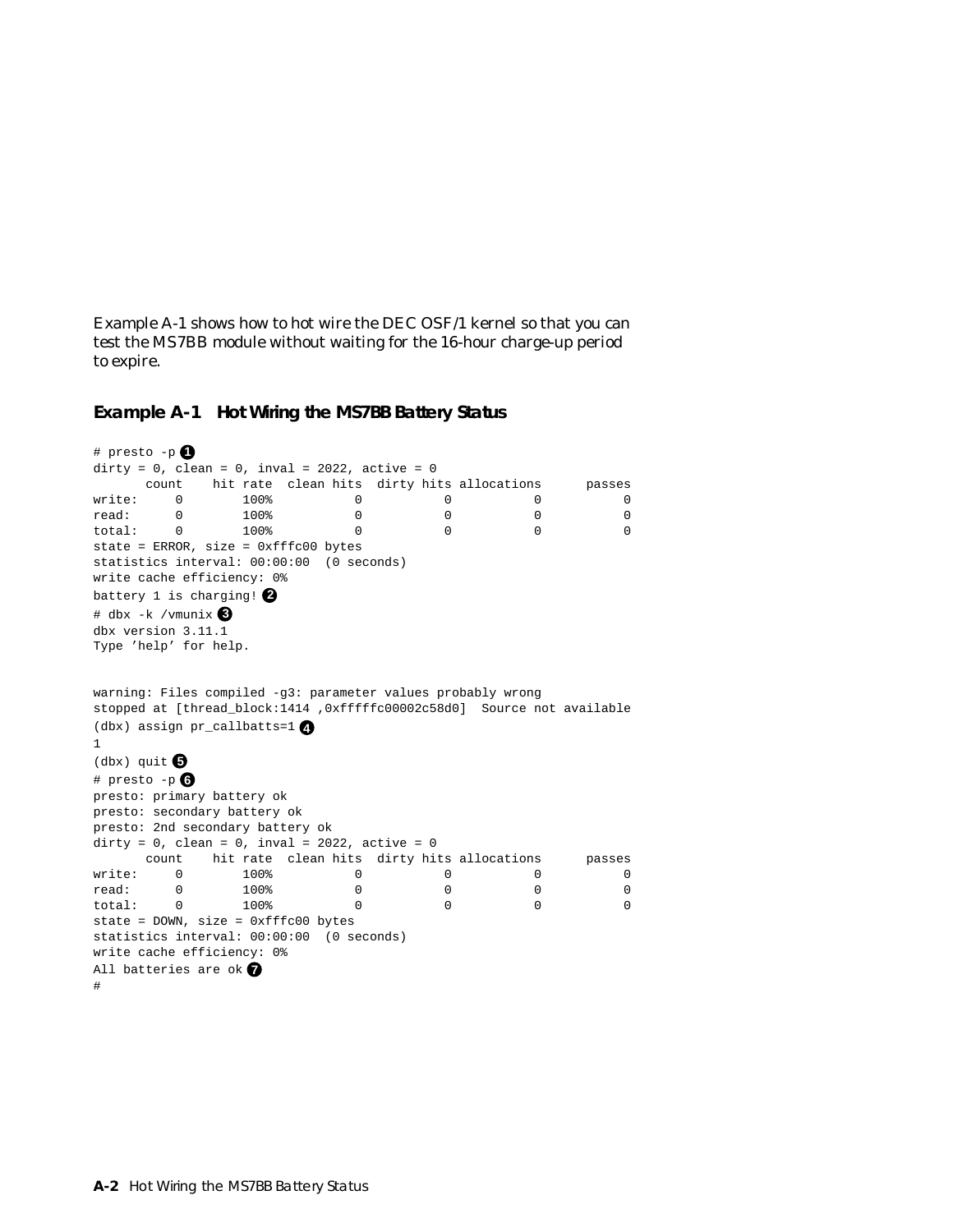Example A-1 shows how to hot wire the DEC OSF/1 kernel so that you can test the MS7BB module without waiting for the 16-hour charge-up period to expire.

### Example A-1 Hot Wiring the MS7BB Battery Status

```
# presto -p ❶
dirty = 0, clean = 0, inval = 2022, active = 0
       count    hit rate  clean hits  dirty hits allocations      passes
write:     0        100%           0           0           0           0
read:      0        100%           0           0           0           0
total:     0        100%           0           0           0           0
state = ERROR, size = 0xfffc00 bytes
statistics interval: 00:00:00  (0 seconds)
write cache efficiency: 0%
battery 1 is charging! ❷
# dbx -k /vmunix ❸
dbx version 3.11.1
Type 'help' for help.


warning: Files compiled -g3: parameter values probably wrong
stopped at [thread_block:1414 ,0xfffffc00002c58d0]  Source not available
(dbx) assign pr_callbatts=1 ❹
1
(dbx) quit ❺
# presto -p ❻
presto: primary battery ok
presto: secondary battery ok
presto: 2nd secondary battery ok
dirty = 0, clean = 0, inval = 2022, active = 0
       count    hit rate  clean hits  dirty hits allocations      passes
write:     0        100%           0           0           0           0
read:      0        100%           0           0           0           0
total:     0        100%           0           0           0           0
state = DOWN, size = 0xfffc00 bytes
statistics interval: 00:00:00  (0 seconds)
write cache efficiency: 0%
All batteries are ok ❼
#
```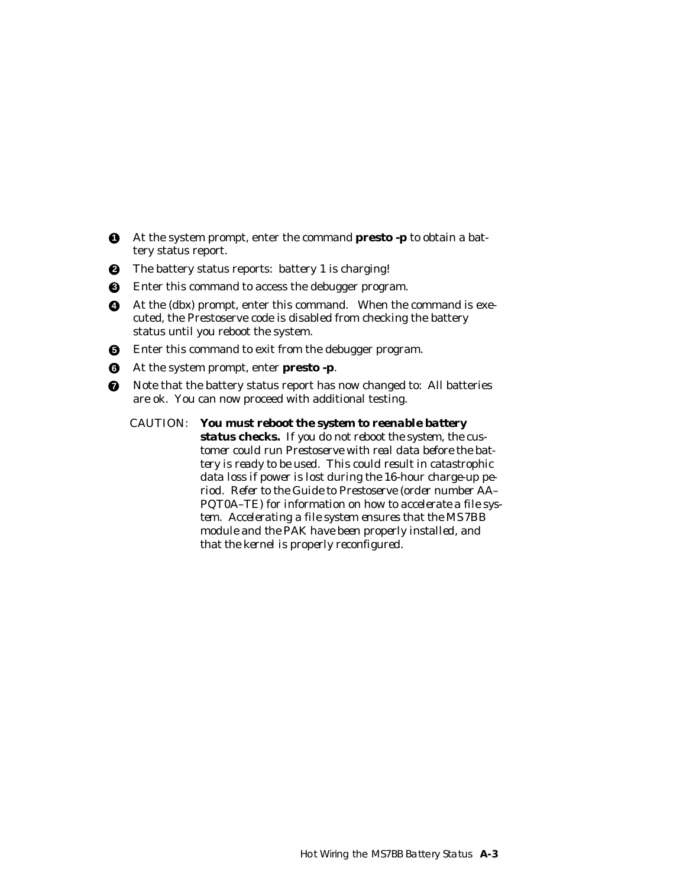❶ At the system prompt, enter the command **presto -p** to obtain a battery status report.

❷ The battery status reports: battery 1 is charging!

❸ Enter this command to access the debugger program.

❹ At the (dbx) prompt, enter this command. When the command is executed, the Prestoserve code is disabled from checking the battery status until you reboot the system.

❺ Enter this command to exit from the debugger program.

❻ At the system prompt, enter **presto -p**.

❼ Note that the battery status report has now changed to: All batteries are ok. You can now proceed with additional testing.

CAUTION: **You must reboot the system to reenable battery status checks.** If you do not reboot the system, the customer could run Prestoserve with real data before the battery is ready to be used. This could result in catastrophic data loss if power is lost during the 16-hour charge-up period. Refer to the Guide to Prestoserve (order number AA–PQT0A–TE) for information on how to accelerate a file system. Accelerating a file system ensures that the MS7BB module and the PAK have been properly installed, and that the kernel is properly reconfigured.